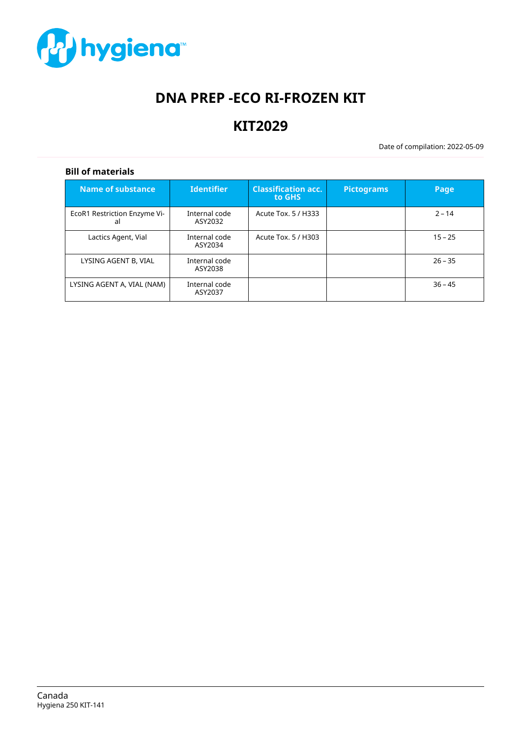# DNA PREP -ECO RI-FROZEN KIT

# KIT2029

Date of compilation: 2022-05-09

### Bill of materials

| Name of substance | Identifier | Classification acc. to GHS | Pictograms | Page |
|---|---|---|---|---|
| EcoR1 Restriction Enzyme Vial | Internal code ASY2032 | Acute Tox. 5 / H333 | | 2 – 14 |
| Lactics Agent, Vial | Internal code ASY2034 | Acute Tox. 5 / H303 | | 15 – 25 |
| LYSING AGENT B, VIAL | Internal code ASY2038 | | | 26 – 35 |
| LYSING AGENT A, VIAL (NAM) | Internal code ASY2037 | | | 36 – 45 |

Canada
Hygiena 250 KIT-141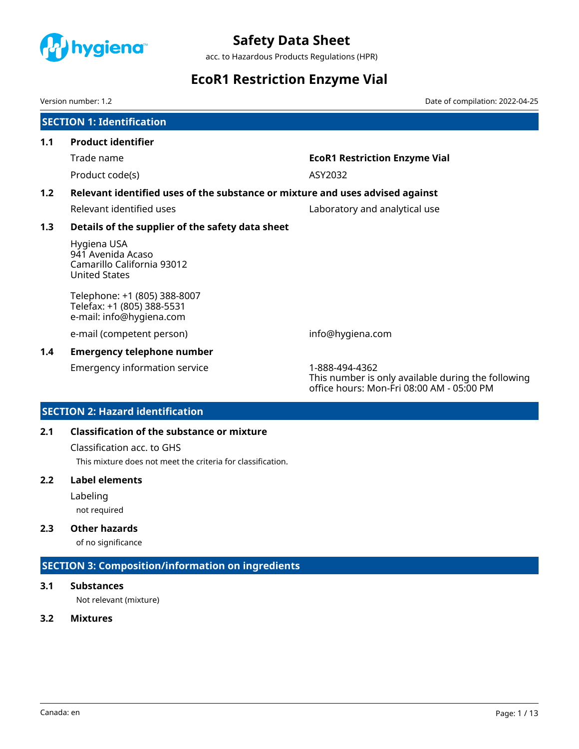# Safety Data Sheet

acc. to Hazardous Products Regulations (HPR)

# EcoR1 Restriction Enzyme Vial

Version number: 1.2

Date of compilation: 2022-04-25

## SECTION 1: Identification

### 1.1 Product identifier

| | |
|---|---|
| Trade name | **EcoR1 Restriction Enzyme Vial** |
| Product code(s) | ASY2032 |

### 1.2 Relevant identified uses of the substance or mixture and uses advised against

| | |
|---|---|
| Relevant identified uses | Laboratory and analytical use |

### 1.3 Details of the supplier of the safety data sheet

Hygiena USA
941 Avenida Acaso
Camarillo California 93012
United States

Telephone: +1 (805) 388-8007
Telefax: +1 (805) 388-5531
e-mail: info@hygiena.com

| | |
|---|---|
| e-mail (competent person) | info@hygiena.com |

### 1.4 Emergency telephone number

| | |
|---|---|
| Emergency information service | 1-888-494-4362<br>This number is only available during the following office hours: Mon-Fri 08:00 AM - 05:00 PM |

## SECTION 2: Hazard identification

### 2.1 Classification of the substance or mixture

Classification acc. to GHS

This mixture does not meet the criteria for classification.

### 2.2 Label elements

Labeling

not required

### 2.3 Other hazards

of no significance

## SECTION 3: Composition/information on ingredients

### 3.1 Substances

Not relevant (mixture)

### 3.2 Mixtures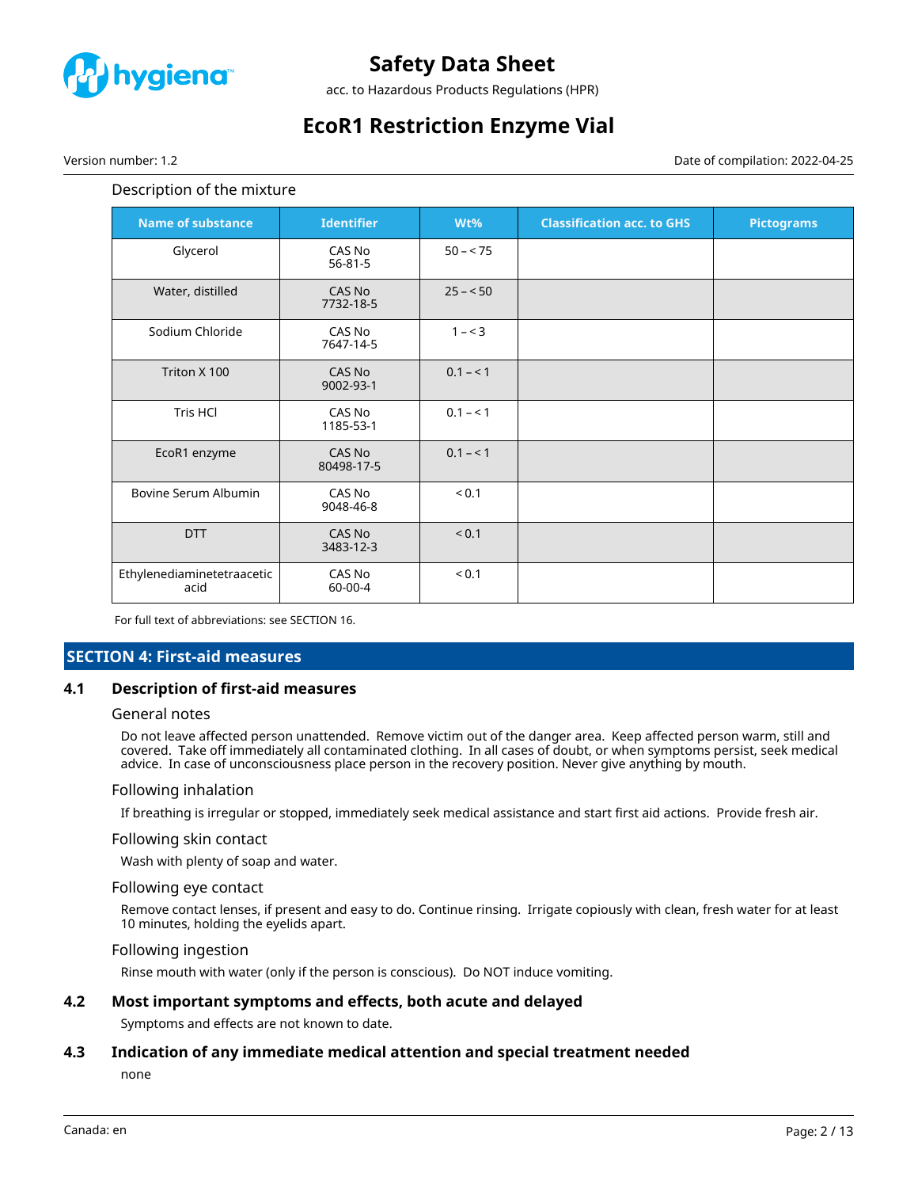Description of the mixture

| Name of substance | Identifier | Wt% | Classification acc. to GHS | Pictograms |
|---|---|---|---|---|
| Glycerol | CAS No<br>56-81-5 | 50 – < 75 | | |
| Water, distilled | CAS No<br>7732-18-5 | 25 – < 50 | | |
| Sodium Chloride | CAS No<br>7647-14-5 | 1 – < 3 | | |
| Triton X 100 | CAS No<br>9002-93-1 | 0.1 – < 1 | | |
| Tris HCl | CAS No<br>1185-53-1 | 0.1 – < 1 | | |
| EcoR1 enzyme | CAS No<br>80498-17-5 | 0.1 – < 1 | | |
| Bovine Serum Albumin | CAS No<br>9048-46-8 | < 0.1 | | |
| DTT | CAS No<br>3483-12-3 | < 0.1 | | |
| Ethylenediaminetetraacetic acid | CAS No<br>60-00-4 | < 0.1 | | |

For full text of abbreviations: see SECTION 16.

## SECTION 4: First-aid measures

### 4.1 Description of first-aid measures

General notes

Do not leave affected person unattended. Remove victim out of the danger area. Keep affected person warm, still and covered. Take off immediately all contaminated clothing. In all cases of doubt, or when symptoms persist, seek medical advice. In case of unconsciousness place person in the recovery position. Never give anything by mouth.

Following inhalation

If breathing is irregular or stopped, immediately seek medical assistance and start first aid actions. Provide fresh air.

Following skin contact

Wash with plenty of soap and water.

Following eye contact

Remove contact lenses, if present and easy to do. Continue rinsing. Irrigate copiously with clean, fresh water for at least 10 minutes, holding the eyelids apart.

Following ingestion

Rinse mouth with water (only if the person is conscious). Do NOT induce vomiting.

### 4.2 Most important symptoms and effects, both acute and delayed

Symptoms and effects are not known to date.

### 4.3 Indication of any immediate medical attention and special treatment needed

none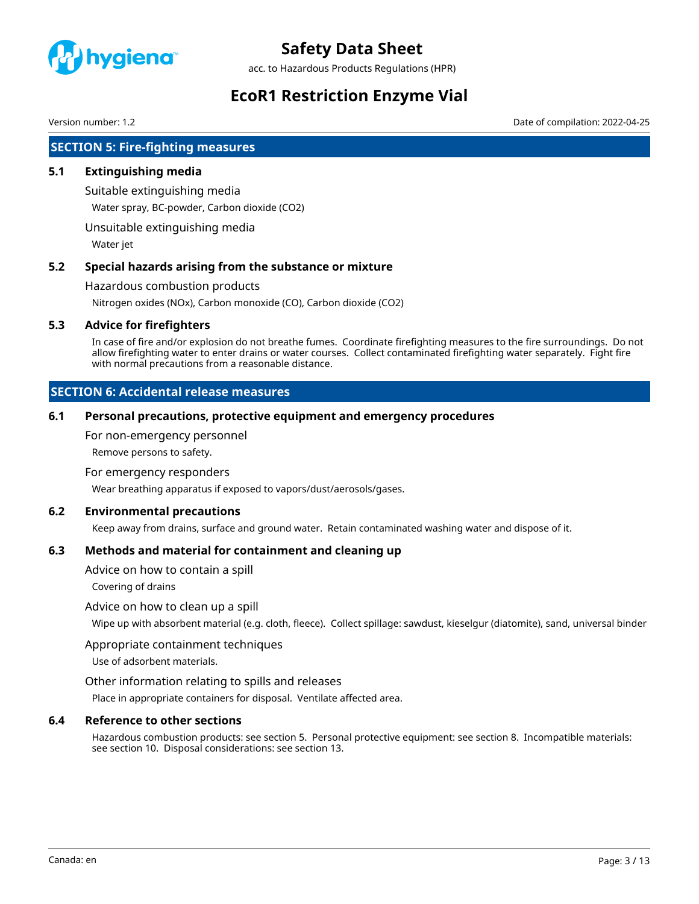## SECTION 5: Fire-fighting measures

### 5.1 Extinguishing media

Suitable extinguishing media

Water spray, BC-powder, Carbon dioxide ($CO_2$)

Unsuitable extinguishing media

Water jet

### 5.2 Special hazards arising from the substance or mixture

Hazardous combustion products

Nitrogen oxides ($NO_x$), Carbon monoxide (CO), Carbon dioxide ($CO_2$)

### 5.3 Advice for firefighters

In case of fire and/or explosion do not breathe fumes. Coordinate firefighting measures to the fire surroundings. Do not allow firefighting water to enter drains or water courses. Collect contaminated firefighting water separately. Fight fire with normal precautions from a reasonable distance.

## SECTION 6: Accidental release measures

### 6.1 Personal precautions, protective equipment and emergency procedures

For non-emergency personnel

Remove persons to safety.

For emergency responders

Wear breathing apparatus if exposed to vapors/dust/aerosols/gases.

### 6.2 Environmental precautions

Keep away from drains, surface and ground water. Retain contaminated washing water and dispose of it.

### 6.3 Methods and material for containment and cleaning up

Advice on how to contain a spill

Covering of drains

Advice on how to clean up a spill

Wipe up with absorbent material (e.g. cloth, fleece). Collect spillage: sawdust, kieselgur (diatomite), sand, universal binder

Appropriate containment techniques

Use of adsorbent materials.

Other information relating to spills and releases

Place in appropriate containers for disposal. Ventilate affected area.

### 6.4 Reference to other sections

Hazardous combustion products: see section 5. Personal protective equipment: see section 8. Incompatible materials: see section 10. Disposal considerations: see section 13.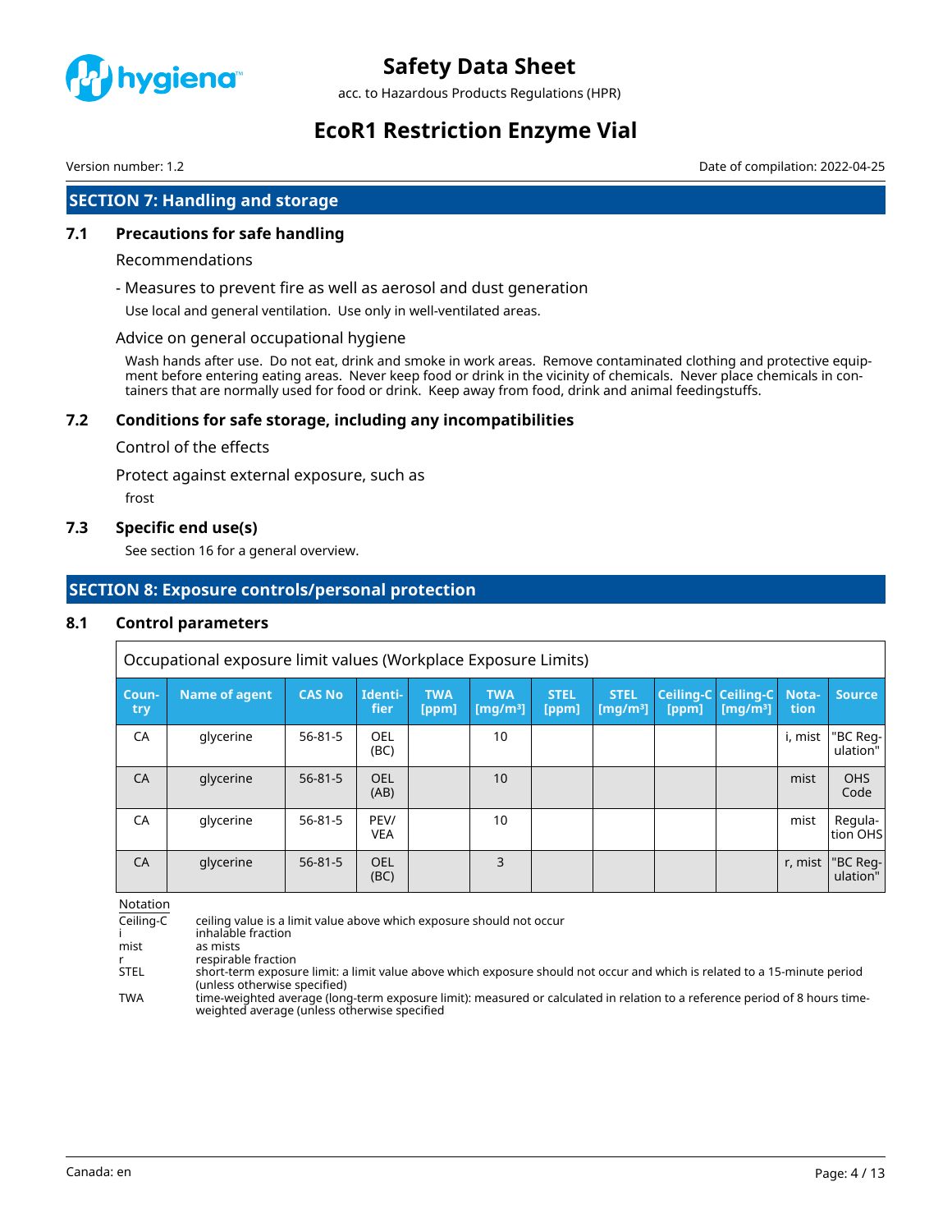## SECTION 7: Handling and storage

### 7.1 Precautions for safe handling

Recommendations

- Measures to prevent fire as well as aerosol and dust generation

Use local and general ventilation. Use only in well-ventilated areas.

Advice on general occupational hygiene

Wash hands after use. Do not eat, drink and smoke in work areas. Remove contaminated clothing and protective equipment before entering eating areas. Never keep food or drink in the vicinity of chemicals. Never place chemicals in containers that are normally used for food or drink. Keep away from food, drink and animal feedingstuffs.

### 7.2 Conditions for safe storage, including any incompatibilities

Control of the effects

Protect against external exposure, such as

frost

### 7.3 Specific end use(s)

See section 16 for a general overview.

## SECTION 8: Exposure controls/personal protection

### 8.1 Control parameters

Occupational exposure limit values (Workplace Exposure Limits)

| Country | Name of agent | CAS No | Identifier | TWA [ppm] | TWA [mg/m³] | STEL [ppm] | STEL [mg/m³] | Ceiling-C [ppm] | Ceiling-C [mg/m³] | Notation | Source |
|---|---|---|---|---|---|---|---|---|---|---|---|
| CA | glycerine | 56-81-5 | OEL (BC) | | 10 | | | | | i, mist | "BC Regulation" |
| CA | glycerine | 56-81-5 | OEL (AB) | | 10 | | | | | mist | OHS Code |
| CA | glycerine | 56-81-5 | PEV/VEA | | 10 | | | | | mist | Regulation OHS |
| CA | glycerine | 56-81-5 | OEL (BC) | | 3 | | | | | r, mist | "BC Regulation" |

Notation

- Ceiling-C: ceiling value is a limit value above which exposure should not occur
- i: inhalable fraction
- mist: as mists
- r: respirable fraction
- STEL: short-term exposure limit: a limit value above which exposure should not occur and which is related to a 15-minute period (unless otherwise specified)
- TWA: time-weighted average (long-term exposure limit): measured or calculated in relation to a reference period of 8 hours time-weighted average (unless otherwise specified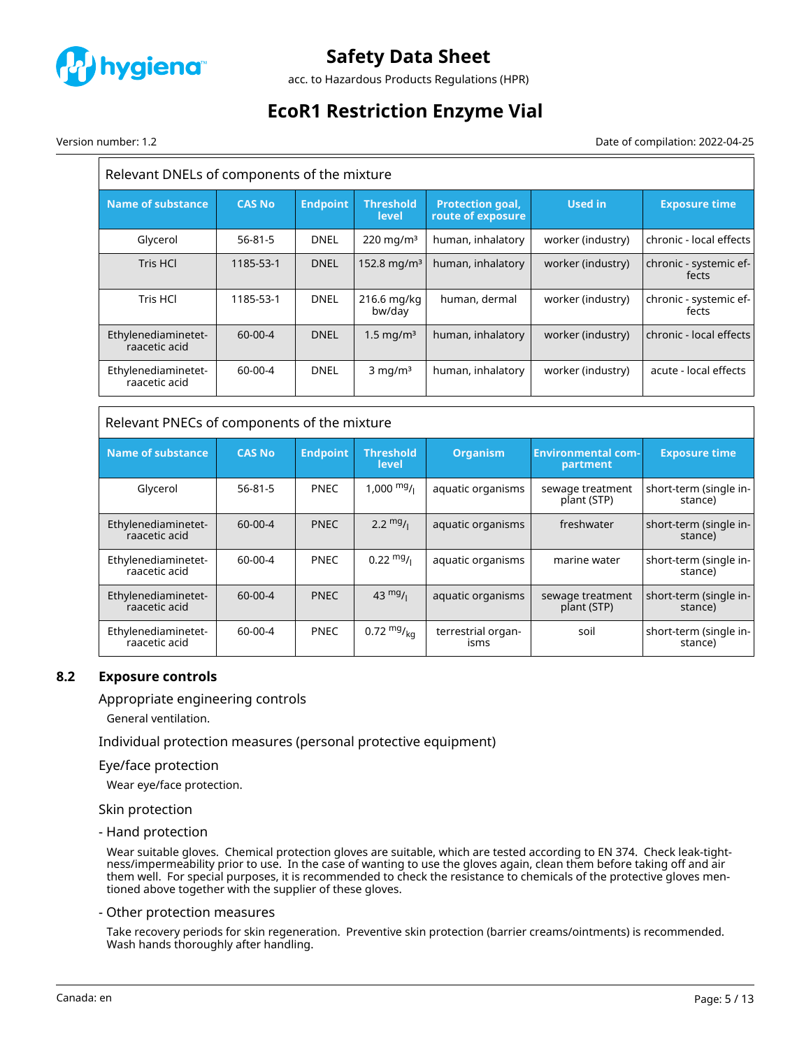| Relevant DNELs of components of the mixture | | | | | | |
|---|---|---|---|---|---|---|
| **Name of substance** | **CAS No** | **Endpoint** | **Threshold level** | **Protection goal, route of exposure** | **Used in** | **Exposure time** |
| Glycerol | 56-81-5 | DNEL | 220 mg/m³ | human, inhalatory | worker (industry) | chronic - local effects |
| Tris HCl | 1185-53-1 | DNEL | 152.8 mg/m³ | human, inhalatory | worker (industry) | chronic - systemic effects |
| Tris HCl | 1185-53-1 | DNEL | 216.6 mg/kg bw/day | human, dermal | worker (industry) | chronic - systemic effects |
| Ethylenediaminetetraacetic acid | 60-00-4 | DNEL | 1.5 mg/m³ | human, inhalatory | worker (industry) | chronic - local effects |
| Ethylenediaminetetraacetic acid | 60-00-4 | DNEL | 3 mg/m³ | human, inhalatory | worker (industry) | acute - local effects |

| Relevant PNECs of components of the mixture | | | | | | |
|---|---|---|---|---|---|---|
| **Name of substance** | **CAS No** | **Endpoint** | **Threshold level** | **Organism** | **Environmental compartment** | **Exposure time** |
| Glycerol | 56-81-5 | PNEC | 1,000 mg/l | aquatic organisms | sewage treatment plant (STP) | short-term (single instance) |
| Ethylenediaminetetraacetic acid | 60-00-4 | PNEC | 2.2 mg/l | aquatic organisms | freshwater | short-term (single instance) |
| Ethylenediaminetetraacetic acid | 60-00-4 | PNEC | 0.22 mg/l | aquatic organisms | marine water | short-term (single instance) |
| Ethylenediaminetetraacetic acid | 60-00-4 | PNEC | 43 mg/l | aquatic organisms | sewage treatment plant (STP) | short-term (single instance) |
| Ethylenediaminetetraacetic acid | 60-00-4 | PNEC | 0.72 mg/kg | terrestrial organisms | soil | short-term (single instance) |

## 8.2 Exposure controls

### Appropriate engineering controls

General ventilation.

### Individual protection measures (personal protective equipment)

### Eye/face protection

Wear eye/face protection.

### Skin protection

#### - Hand protection

Wear suitable gloves. Chemical protection gloves are suitable, which are tested according to EN 374. Check leak-tightness/impermeability prior to use. In the case of wanting to use the gloves again, clean them before taking off and air them well. For special purposes, it is recommended to check the resistance to chemicals of the protective gloves mentioned above together with the supplier of these gloves.

#### - Other protection measures

Take recovery periods for skin regeneration. Preventive skin protection (barrier creams/ointments) is recommended. Wash hands thoroughly after handling.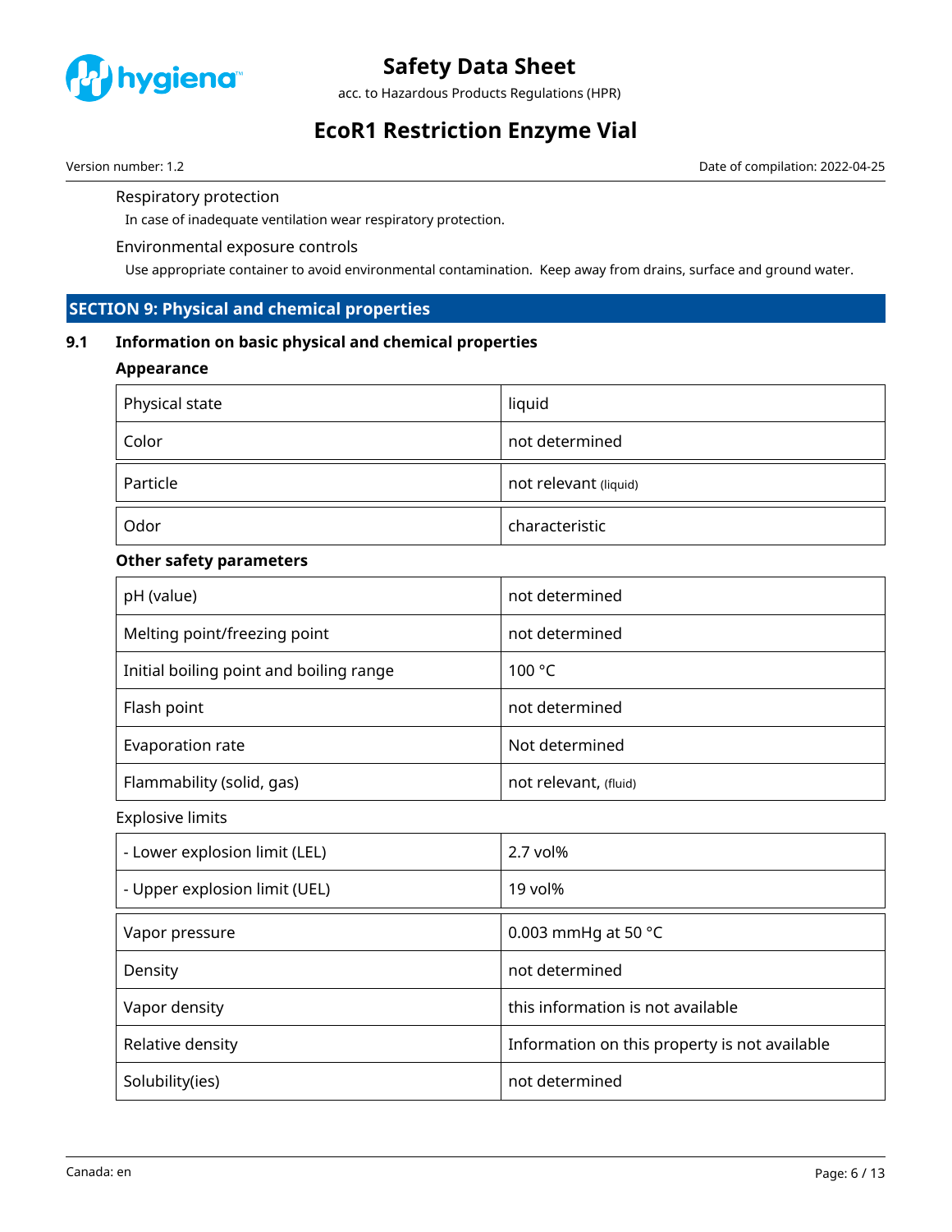Respiratory protection

In case of inadequate ventilation wear respiratory protection.

Environmental exposure controls

Use appropriate container to avoid environmental contamination. Keep away from drains, surface and ground water.

## SECTION 9: Physical and chemical properties

### 9.1 Information on basic physical and chemical properties

**Appearance**

| | |
|---|---|
| Physical state | liquid |
| Color | not determined |
| Particle | not relevant (liquid) |
| Odor | characteristic |

**Other safety parameters**

| | |
|---|---|
| pH (value) | not determined |
| Melting point/freezing point | not determined |
| Initial boiling point and boiling range | 100 °C |
| Flash point | not determined |
| Evaporation rate | Not determined |
| Flammability (solid, gas) | not relevant, (fluid) |

Explosive limits

| | |
|---|---|
| - Lower explosion limit (LEL) | 2.7 vol% |
| - Upper explosion limit (UEL) | 19 vol% |

| | |
|---|---|
| Vapor pressure | 0.003 mmHg at 50 °C |
| Density | not determined |
| Vapor density | this information is not available |
| Relative density | Information on this property is not available |
| Solubility(ies) | not determined |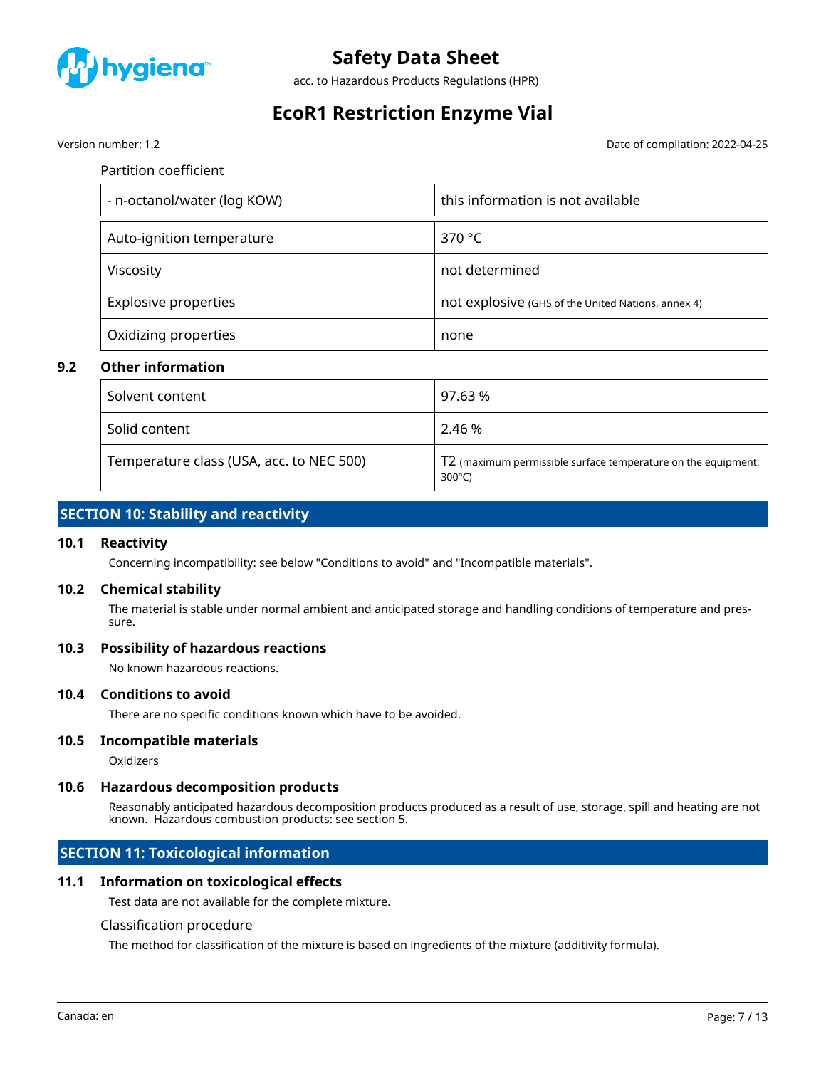Partition coefficient

| | |
|---|---|
| - n-octanol/water (log KOW) | this information is not available |
| Auto-ignition temperature | 370 °C |
| Viscosity | not determined |
| Explosive properties | not explosive (GHS of the United Nations, annex 4) |
| Oxidizing properties | none |

### 9.2 Other information

| | |
|---|---|
| Solvent content | 97.63 % |
| Solid content | 2.46 % |
| Temperature class (USA, acc. to NEC 500) | T2 (maximum permissible surface temperature on the equipment: 300°C) |

## SECTION 10: Stability and reactivity

### 10.1 Reactivity

Concerning incompatibility: see below "Conditions to avoid" and "Incompatible materials".

### 10.2 Chemical stability

The material is stable under normal ambient and anticipated storage and handling conditions of temperature and pressure.

### 10.3 Possibility of hazardous reactions

No known hazardous reactions.

### 10.4 Conditions to avoid

There are no specific conditions known which have to be avoided.

### 10.5 Incompatible materials

Oxidizers

### 10.6 Hazardous decomposition products

Reasonably anticipated hazardous decomposition products produced as a result of use, storage, spill and heating are not known. Hazardous combustion products: see section 5.

## SECTION 11: Toxicological information

### 11.1 Information on toxicological effects

Test data are not available for the complete mixture.

Classification procedure

The method for classification of the mixture is based on ingredients of the mixture (additivity formula).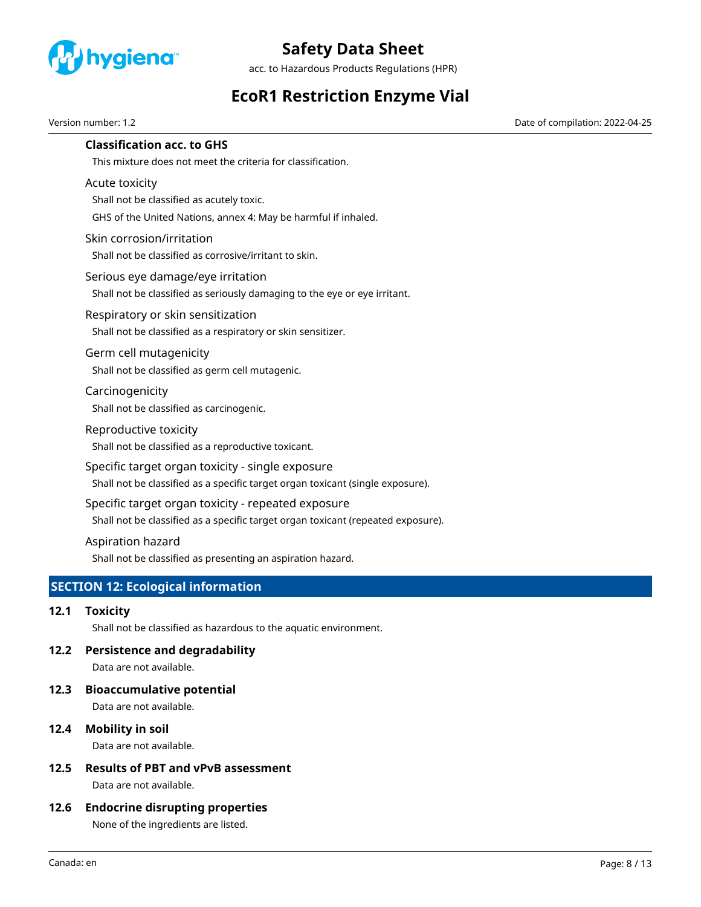### Classification acc. to GHS

This mixture does not meet the criteria for classification.

#### Acute toxicity

Shall not be classified as acutely toxic.

GHS of the United Nations, annex 4: May be harmful if inhaled.

#### Skin corrosion/irritation

Shall not be classified as corrosive/irritant to skin.

#### Serious eye damage/eye irritation

Shall not be classified as seriously damaging to the eye or eye irritant.

#### Respiratory or skin sensitization

Shall not be classified as a respiratory or skin sensitizer.

#### Germ cell mutagenicity

Shall not be classified as germ cell mutagenic.

#### Carcinogenicity

Shall not be classified as carcinogenic.

#### Reproductive toxicity

Shall not be classified as a reproductive toxicant.

#### Specific target organ toxicity - single exposure

Shall not be classified as a specific target organ toxicant (single exposure).

#### Specific target organ toxicity - repeated exposure

Shall not be classified as a specific target organ toxicant (repeated exposure).

#### Aspiration hazard

Shall not be classified as presenting an aspiration hazard.

## SECTION 12: Ecological information

### 12.1 Toxicity

Shall not be classified as hazardous to the aquatic environment.

### 12.2 Persistence and degradability

Data are not available.

### 12.3 Bioaccumulative potential

Data are not available.

### 12.4 Mobility in soil

Data are not available.

### 12.5 Results of PBT and vPvB assessment

Data are not available.

### 12.6 Endocrine disrupting properties

None of the ingredients are listed.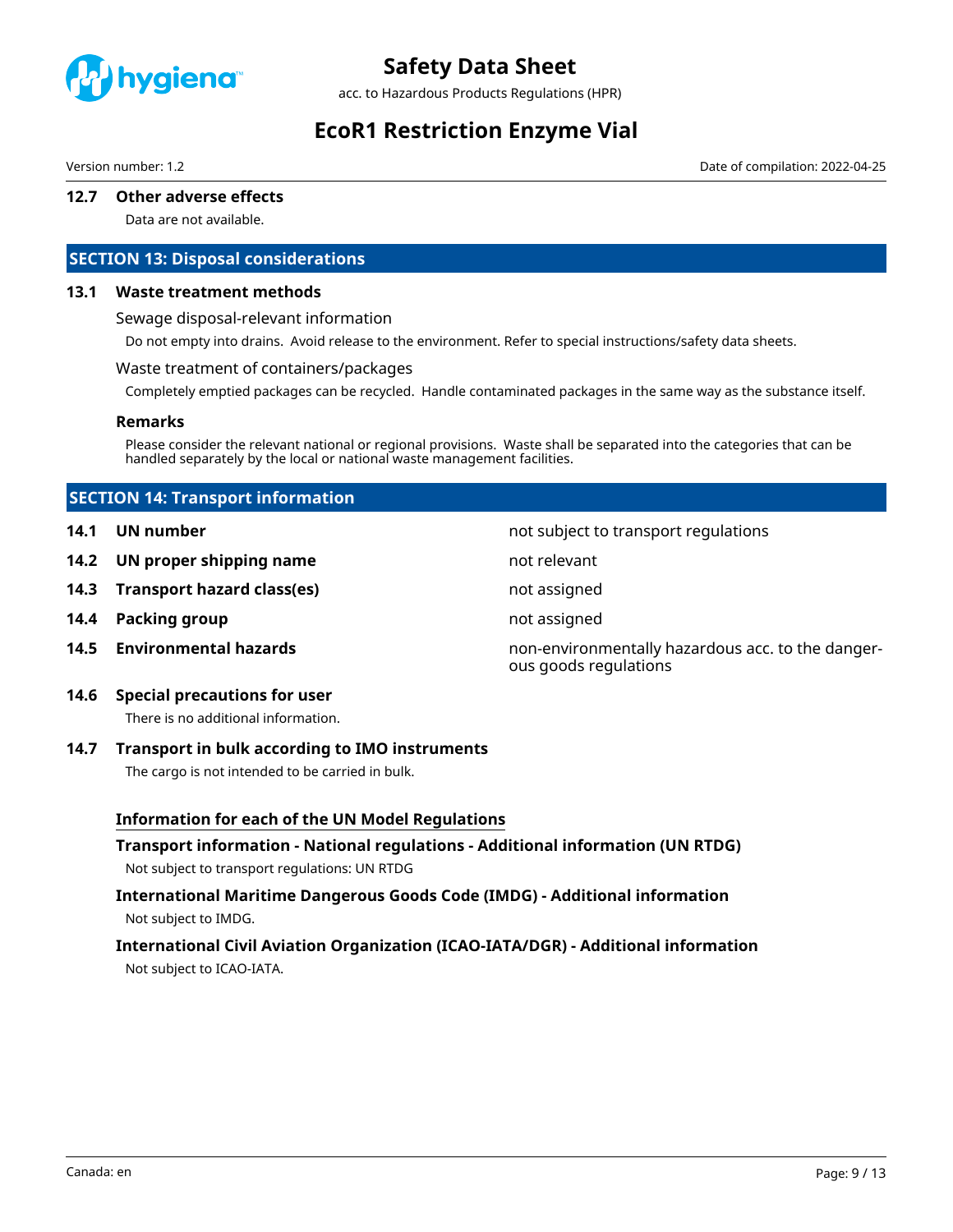### 12.7 Other adverse effects

Data are not available.

## SECTION 13: Disposal considerations

### 13.1 Waste treatment methods

Sewage disposal-relevant information

Do not empty into drains. Avoid release to the environment. Refer to special instructions/safety data sheets.

Waste treatment of containers/packages

Completely emptied packages can be recycled. Handle contaminated packages in the same way as the substance itself.

**Remarks**

Please consider the relevant national or regional provisions. Waste shall be separated into the categories that can be handled separately by the local or national waste management facilities.

## SECTION 14: Transport information

| | |
|---|---|
| **14.1 UN number** | not subject to transport regulations |
| **14.2 UN proper shipping name** | not relevant |
| **14.3 Transport hazard class(es)** | not assigned |
| **14.4 Packing group** | not assigned |
| **14.5 Environmental hazards** | non-environmentally hazardous acc. to the dangerous goods regulations |

### 14.6 Special precautions for user

There is no additional information.

### 14.7 Transport in bulk according to IMO instruments

The cargo is not intended to be carried in bulk.

**Information for each of the UN Model Regulations**

**Transport information - National regulations - Additional information (UN RTDG)**

Not subject to transport regulations: UN RTDG

**International Maritime Dangerous Goods Code (IMDG) - Additional information**

Not subject to IMDG.

**International Civil Aviation Organization (ICAO-IATA/DGR) - Additional information**

Not subject to ICAO-IATA.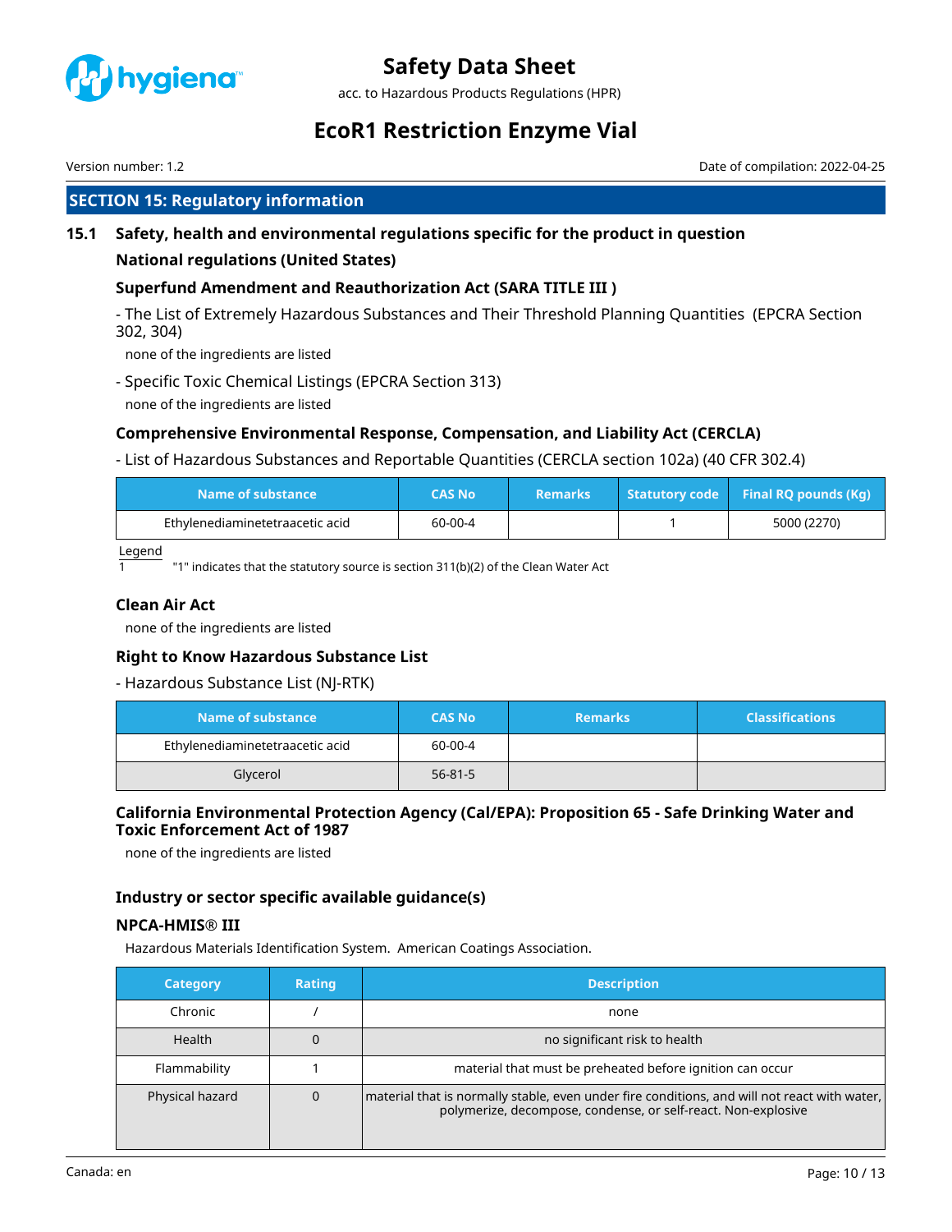## SECTION 15: Regulatory information

### 15.1 Safety, health and environmental regulations specific for the product in question

#### National regulations (United States)

#### Superfund Amendment and Reauthorization Act (SARA TITLE III )

- The List of Extremely Hazardous Substances and Their Threshold Planning Quantities (EPCRA Section 302, 304)

none of the ingredients are listed

- Specific Toxic Chemical Listings (EPCRA Section 313)

none of the ingredients are listed

#### Comprehensive Environmental Response, Compensation, and Liability Act (CERCLA)

- List of Hazardous Substances and Reportable Quantities (CERCLA section 102a) (40 CFR 302.4)

| Name of substance | CAS No | Remarks | Statutory code | Final RQ pounds (Kg) |
|---|---|---|---|---|
| Ethylenediaminetetraacetic acid | 60-00-4 | | 1 | 5000 (2270) |

Legend

1 "1" indicates that the statutory source is section 311(b)(2) of the Clean Water Act

#### Clean Air Act

none of the ingredients are listed

#### Right to Know Hazardous Substance List

- Hazardous Substance List (NJ-RTK)

| Name of substance | CAS No | Remarks | Classifications |
|---|---|---|---|
| Ethylenediaminetetraacetic acid | 60-00-4 | | |
| Glycerol | 56-81-5 | | |

#### California Environmental Protection Agency (Cal/EPA): Proposition 65 - Safe Drinking Water and Toxic Enforcement Act of 1987

none of the ingredients are listed

#### Industry or sector specific available guidance(s)

#### NPCA-HMIS® III

Hazardous Materials Identification System. American Coatings Association.

| Category | Rating | Description |
|---|---|---|
| Chronic | / | none |
| Health | 0 | no significant risk to health |
| Flammability | 1 | material that must be preheated before ignition can occur |
| Physical hazard | 0 | material that is normally stable, even under fire conditions, and will not react with water, polymerize, decompose, condense, or self-react. Non-explosive |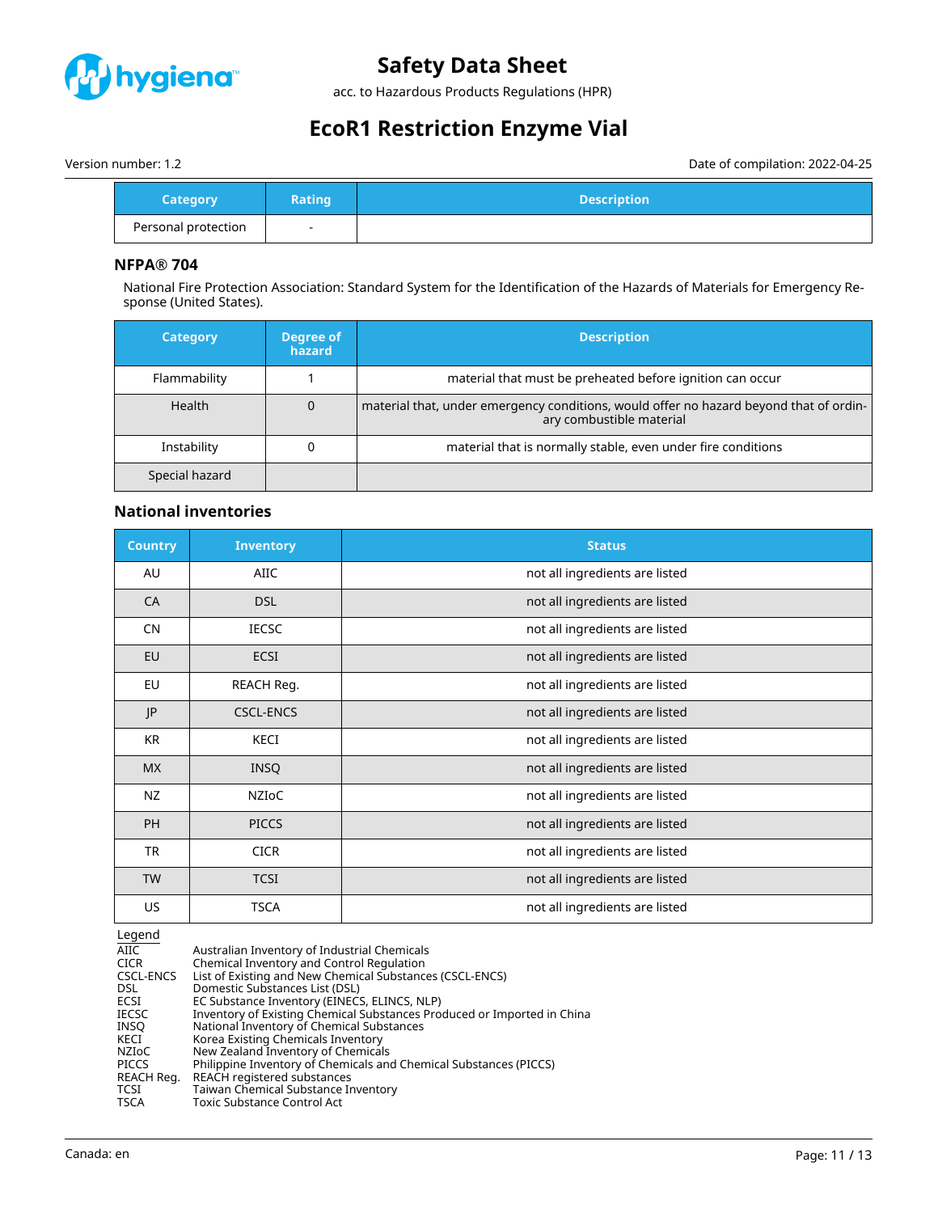| Category | Rating | Description |
|---|---|---|
| Personal protection | - | |

### NFPA® 704

National Fire Protection Association: Standard System for the Identification of the Hazards of Materials for Emergency Response (United States).

| Category | Degree of hazard | Description |
|---|---|---|
| Flammability | 1 | material that must be preheated before ignition can occur |
| Health | 0 | material that, under emergency conditions, would offer no hazard beyond that of ordinary combustible material |
| Instability | 0 | material that is normally stable, even under fire conditions |
| Special hazard | | |

### National inventories

| Country | Inventory | Status |
|---|---|---|
| AU | AIIC | not all ingredients are listed |
| CA | DSL | not all ingredients are listed |
| CN | IECSC | not all ingredients are listed |
| EU | ECSI | not all ingredients are listed |
| EU | REACH Reg. | not all ingredients are listed |
| JP | CSCL-ENCS | not all ingredients are listed |
| KR | KECI | not all ingredients are listed |
| MX | INSQ | not all ingredients are listed |
| NZ | NZIoC | not all ingredients are listed |
| PH | PICCS | not all ingredients are listed |
| TR | CICR | not all ingredients are listed |
| TW | TCSI | not all ingredients are listed |
| US | TSCA | not all ingredients are listed |

Legend

| | |
|---|---|
| AIIC | Australian Inventory of Industrial Chemicals |
| CICR | Chemical Inventory and Control Regulation |
| CSCL-ENCS | List of Existing and New Chemical Substances (CSCL-ENCS) |
| DSL | Domestic Substances List (DSL) |
| ECSI | EC Substance Inventory (EINECS, ELINCS, NLP) |
| IECSC | Inventory of Existing Chemical Substances Produced or Imported in China |
| INSQ | National Inventory of Chemical Substances |
| KECI | Korea Existing Chemicals Inventory |
| NZIoC | New Zealand Inventory of Chemicals |
| PICCS | Philippine Inventory of Chemicals and Chemical Substances (PICCS) |
| REACH Reg. | REACH registered substances |
| TCSI | Taiwan Chemical Substance Inventory |
| TSCA | Toxic Substance Control Act |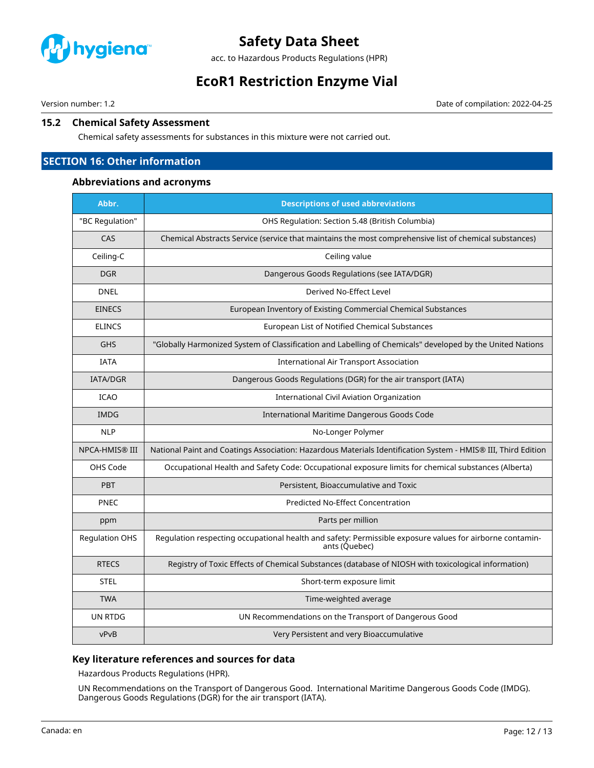## 15.2 Chemical Safety Assessment

Chemical safety assessments for substances in this mixture were not carried out.

# SECTION 16: Other information

### Abbreviations and acronyms

| Abbr. | Descriptions of used abbreviations |
|---|---|
| "BC Regulation" | OHS Regulation: Section 5.48 (British Columbia) |
| CAS | Chemical Abstracts Service (service that maintains the most comprehensive list of chemical substances) |
| Ceiling-C | Ceiling value |
| DGR | Dangerous Goods Regulations (see IATA/DGR) |
| DNEL | Derived No-Effect Level |
| EINECS | European Inventory of Existing Commercial Chemical Substances |
| ELINCS | European List of Notified Chemical Substances |
| GHS | "Globally Harmonized System of Classification and Labelling of Chemicals" developed by the United Nations |
| IATA | International Air Transport Association |
| IATA/DGR | Dangerous Goods Regulations (DGR) for the air transport (IATA) |
| ICAO | International Civil Aviation Organization |
| IMDG | International Maritime Dangerous Goods Code |
| NLP | No-Longer Polymer |
| NPCA-HMIS® III | National Paint and Coatings Association: Hazardous Materials Identification System - HMIS® III, Third Edition |
| OHS Code | Occupational Health and Safety Code: Occupational exposure limits for chemical substances (Alberta) |
| PBT | Persistent, Bioaccumulative and Toxic |
| PNEC | Predicted No-Effect Concentration |
| ppm | Parts per million |
| Regulation OHS | Regulation respecting occupational health and safety: Permissible exposure values for airborne contaminants (Quebec) |
| RTECS | Registry of Toxic Effects of Chemical Substances (database of NIOSH with toxicological information) |
| STEL | Short-term exposure limit |
| TWA | Time-weighted average |
| UN RTDG | UN Recommendations on the Transport of Dangerous Good |
| vPvB | Very Persistent and very Bioaccumulative |

### Key literature references and sources for data

Hazardous Products Regulations (HPR).

UN Recommendations on the Transport of Dangerous Good. International Maritime Dangerous Goods Code (IMDG). Dangerous Goods Regulations (DGR) for the air transport (IATA).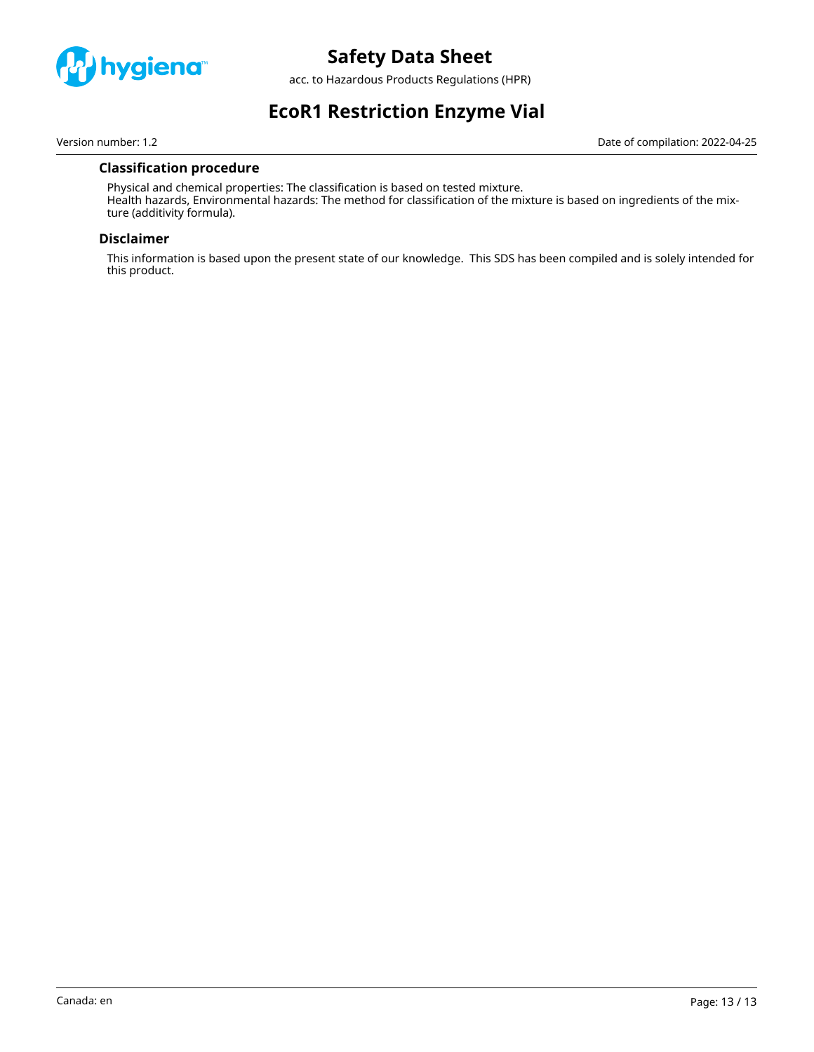### Classification procedure

Physical and chemical properties: The classification is based on tested mixture.
Health hazards, Environmental hazards: The method for classification of the mixture is based on ingredients of the mixture (additivity formula).

### Disclaimer

This information is based upon the present state of our knowledge. This SDS has been compiled and is solely intended for this product.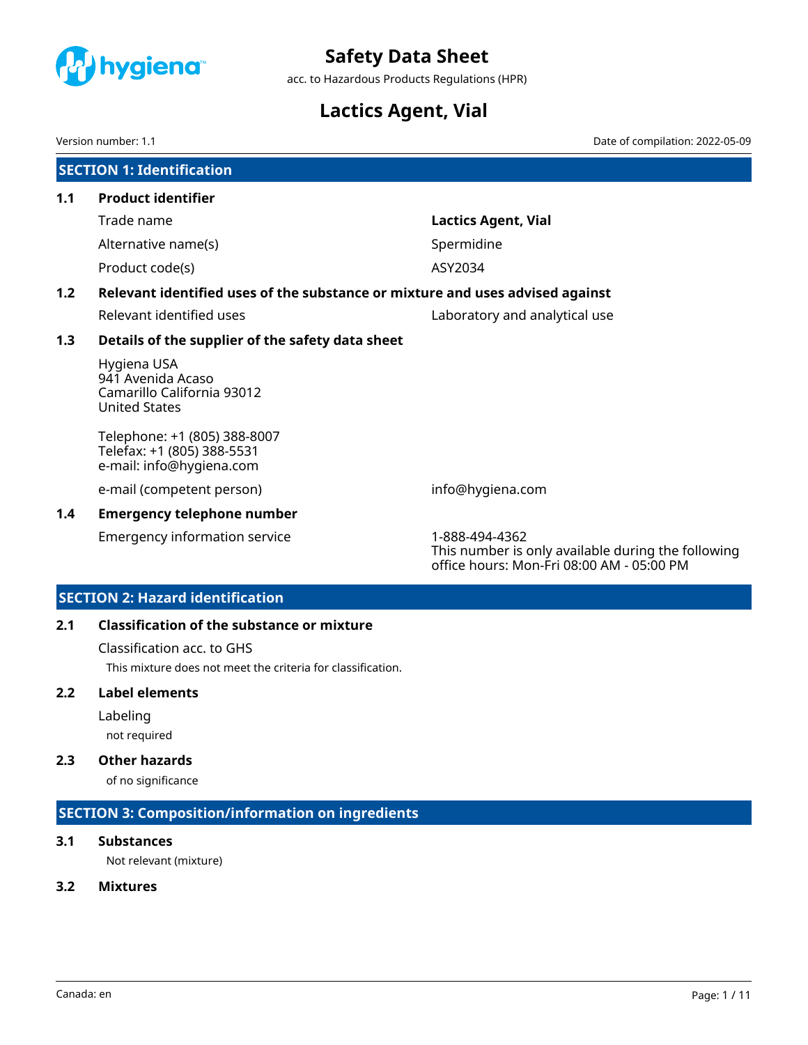# Safety Data Sheet

acc. to Hazardous Products Regulations (HPR)

# Lactics Agent, Vial

Version number: 1.1

Date of compilation: 2022-05-09

## SECTION 1: Identification

### 1.1 Product identifier

| | |
|---|---|
| Trade name | **Lactics Agent, Vial** |
| Alternative name(s) | Spermidine |
| Product code(s) | ASY2034 |

### 1.2 Relevant identified uses of the substance or mixture and uses advised against

| | |
|---|---|
| Relevant identified uses | Laboratory and analytical use |

### 1.3 Details of the supplier of the safety data sheet

Hygiena USA
941 Avenida Acaso
Camarillo California 93012
United States

Telephone: +1 (805) 388-8007
Telefax: +1 (805) 388-5531
e-mail: info@hygiena.com

| | |
|---|---|
| e-mail (competent person) | info@hygiena.com |

### 1.4 Emergency telephone number

| | |
|---|---|
| Emergency information service | 1-888-494-4362<br>This number is only available during the following office hours: Mon-Fri 08:00 AM - 05:00 PM |

## SECTION 2: Hazard identification

### 2.1 Classification of the substance or mixture

Classification acc. to GHS

This mixture does not meet the criteria for classification.

### 2.2 Label elements

Labeling

not required

### 2.3 Other hazards

of no significance

## SECTION 3: Composition/information on ingredients

### 3.1 Substances

Not relevant (mixture)

### 3.2 Mixtures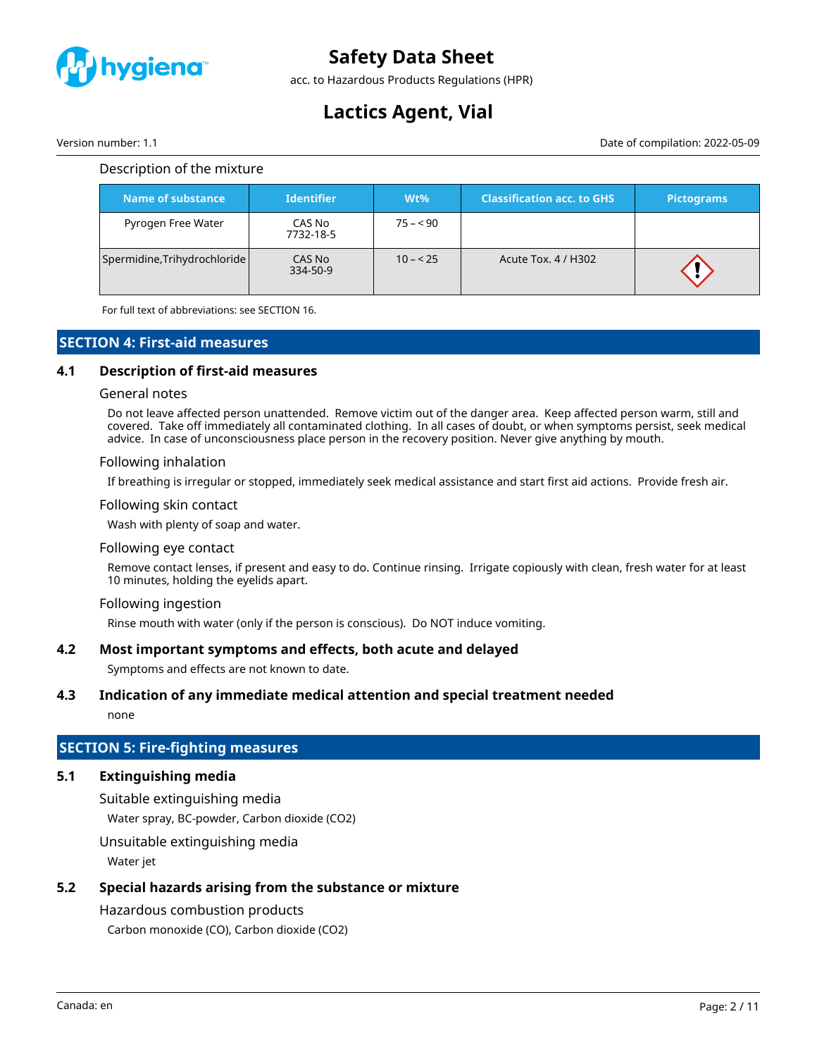### Description of the mixture

| Name of substance | Identifier | Wt% | Classification acc. to GHS | Pictograms |
|---|---|---|---|---|
| Pyrogen Free Water | CAS No 7732-18-5 | 75 – < 90 | | |
| Spermidine,Trihydrochloride | CAS No 334-50-9 | 10 – < 25 | Acute Tox. 4 / H302 | |

For full text of abbreviations: see SECTION 16.

## SECTION 4: First-aid measures

### 4.1 Description of first-aid measures

#### General notes

Do not leave affected person unattended. Remove victim out of the danger area. Keep affected person warm, still and covered. Take off immediately all contaminated clothing. In all cases of doubt, or when symptoms persist, seek medical advice. In case of unconsciousness place person in the recovery position. Never give anything by mouth.

#### Following inhalation

If breathing is irregular or stopped, immediately seek medical assistance and start first aid actions. Provide fresh air.

#### Following skin contact

Wash with plenty of soap and water.

#### Following eye contact

Remove contact lenses, if present and easy to do. Continue rinsing. Irrigate copiously with clean, fresh water for at least 10 minutes, holding the eyelids apart.

#### Following ingestion

Rinse mouth with water (only if the person is conscious). Do NOT induce vomiting.

### 4.2 Most important symptoms and effects, both acute and delayed

Symptoms and effects are not known to date.

### 4.3 Indication of any immediate medical attention and special treatment needed

none

## SECTION 5: Fire-fighting measures

### 5.1 Extinguishing media

#### Suitable extinguishing media

Water spray, BC-powder, Carbon dioxide ($CO_2$)

#### Unsuitable extinguishing media

Water jet

### 5.2 Special hazards arising from the substance or mixture

#### Hazardous combustion products

Carbon monoxide (CO), Carbon dioxide ($CO_2$)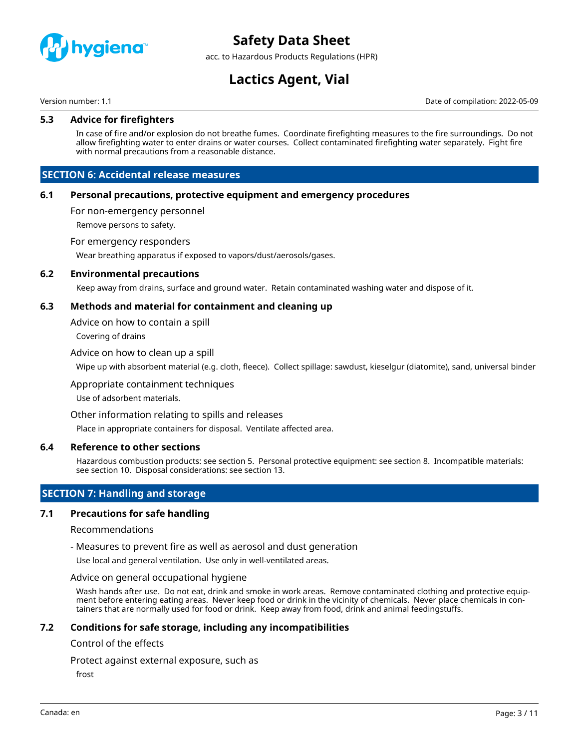### 5.3 Advice for firefighters

In case of fire and/or explosion do not breathe fumes. Coordinate firefighting measures to the fire surroundings. Do not allow firefighting water to enter drains or water courses. Collect contaminated firefighting water separately. Fight fire with normal precautions from a reasonable distance.

## SECTION 6: Accidental release measures

### 6.1 Personal precautions, protective equipment and emergency procedures

For non-emergency personnel

Remove persons to safety.

For emergency responders

Wear breathing apparatus if exposed to vapors/dust/aerosols/gases.

### 6.2 Environmental precautions

Keep away from drains, surface and ground water. Retain contaminated washing water and dispose of it.

### 6.3 Methods and material for containment and cleaning up

Advice on how to contain a spill

Covering of drains

Advice on how to clean up a spill

Wipe up with absorbent material (e.g. cloth, fleece). Collect spillage: sawdust, kieselgur (diatomite), sand, universal binder

Appropriate containment techniques

Use of adsorbent materials.

Other information relating to spills and releases

Place in appropriate containers for disposal. Ventilate affected area.

### 6.4 Reference to other sections

Hazardous combustion products: see section 5. Personal protective equipment: see section 8. Incompatible materials: see section 10. Disposal considerations: see section 13.

## SECTION 7: Handling and storage

### 7.1 Precautions for safe handling

Recommendations

- Measures to prevent fire as well as aerosol and dust generation

Use local and general ventilation. Use only in well-ventilated areas.

Advice on general occupational hygiene

Wash hands after use. Do not eat, drink and smoke in work areas. Remove contaminated clothing and protective equipment before entering eating areas. Never keep food or drink in the vicinity of chemicals. Never place chemicals in containers that are normally used for food or drink. Keep away from food, drink and animal feedingstuffs.

### 7.2 Conditions for safe storage, including any incompatibilities

Control of the effects

Protect against external exposure, such as

frost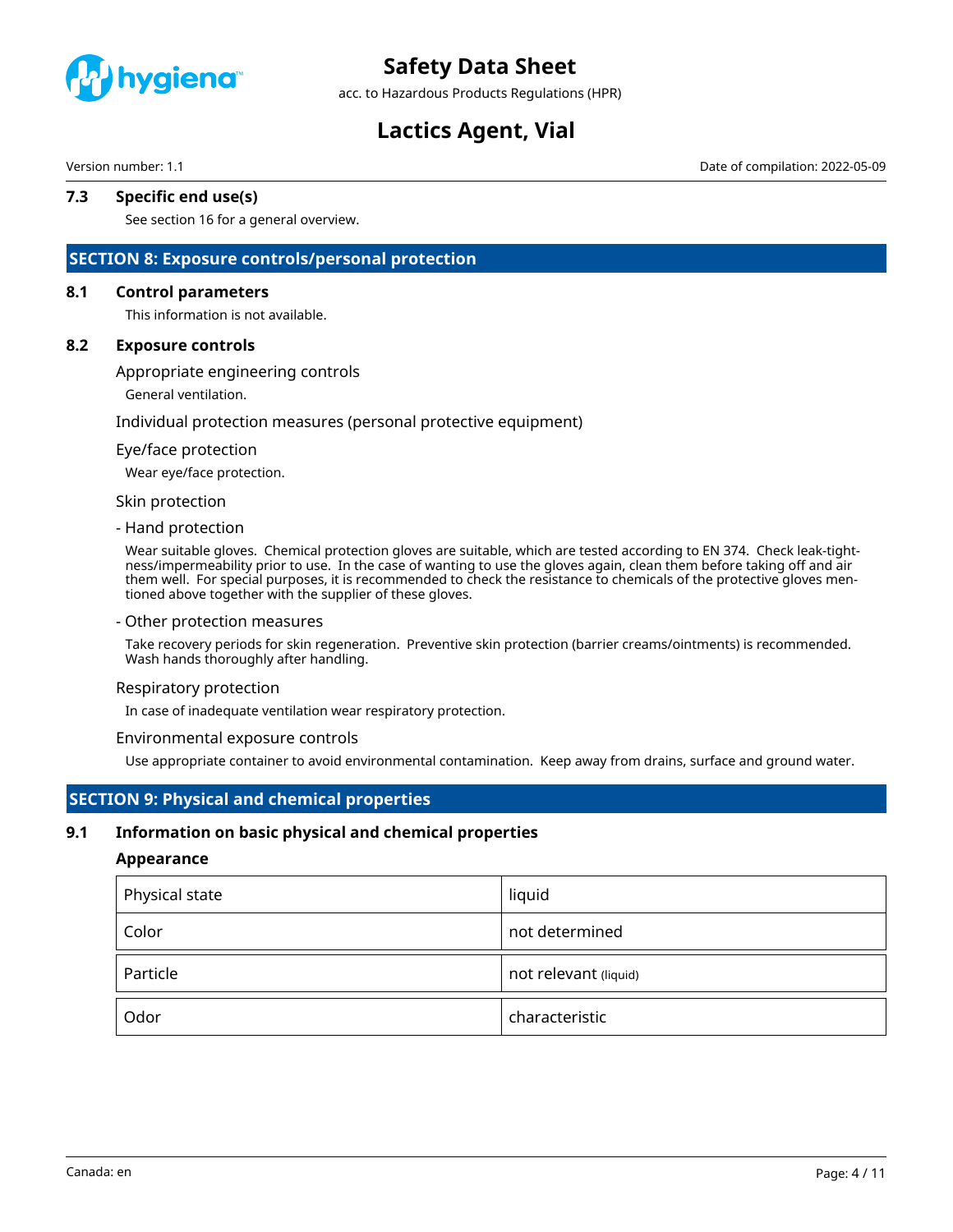### 7.3 Specific end use(s)

See section 16 for a general overview.

## SECTION 8: Exposure controls/personal protection

### 8.1 Control parameters

This information is not available.

### 8.2 Exposure controls

Appropriate engineering controls

General ventilation.

Individual protection measures (personal protective equipment)

Eye/face protection

Wear eye/face protection.

Skin protection

- Hand protection

Wear suitable gloves. Chemical protection gloves are suitable, which are tested according to EN 374. Check leak-tightness/impermeability prior to use. In the case of wanting to use the gloves again, clean them before taking off and air them well. For special purposes, it is recommended to check the resistance to chemicals of the protective gloves mentioned above together with the supplier of these gloves.

- Other protection measures

Take recovery periods for skin regeneration. Preventive skin protection (barrier creams/ointments) is recommended. Wash hands thoroughly after handling.

Respiratory protection

In case of inadequate ventilation wear respiratory protection.

Environmental exposure controls

Use appropriate container to avoid environmental contamination. Keep away from drains, surface and ground water.

## SECTION 9: Physical and chemical properties

### 9.1 Information on basic physical and chemical properties

**Appearance**

| | |
|---|---|
| Physical state | liquid |
| Color | not determined |
| Particle | not relevant (liquid) |
| Odor | characteristic |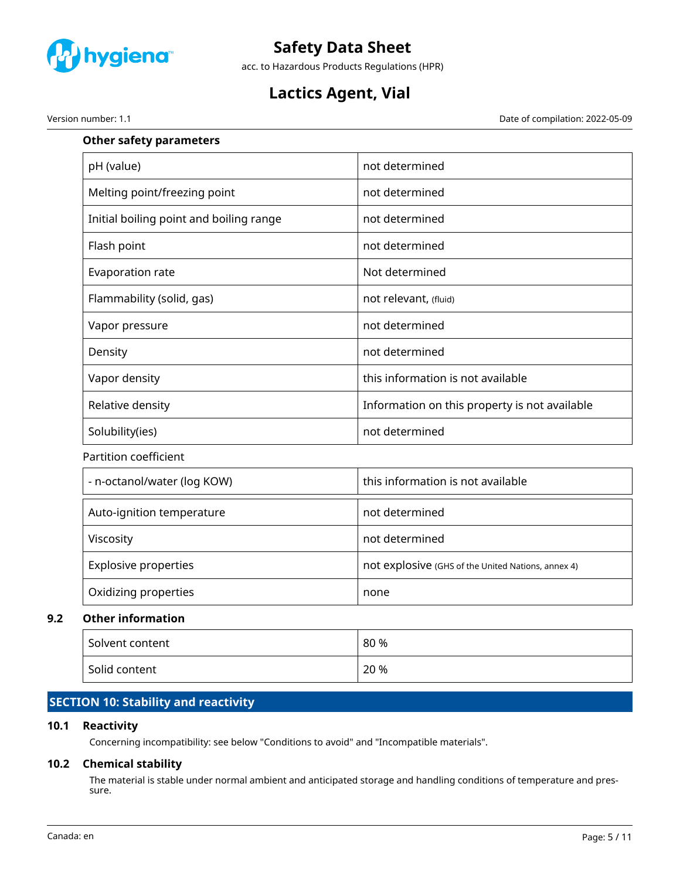### Other safety parameters

| pH (value) | not determined |
|---|---|
| Melting point/freezing point | not determined |
| Initial boiling point and boiling range | not determined |
| Flash point | not determined |
| Evaporation rate | Not determined |
| Flammability (solid, gas) | not relevant, (fluid) |
| Vapor pressure | not determined |
| Density | not determined |
| Vapor density | this information is not available |
| Relative density | Information on this property is not available |
| Solubility(ies) | not determined |

Partition coefficient

| - n-octanol/water (log KOW) | this information is not available |
|---|---|

| Auto-ignition temperature | not determined |
|---|---|
| Viscosity | not determined |
| Explosive properties | not explosive (GHS of the United Nations, annex 4) |
| Oxidizing properties | none |

### 9.2 Other information

| Solvent content | 80 % |
|---|---|
| Solid content | 20 % |

## SECTION 10: Stability and reactivity

### 10.1 Reactivity

Concerning incompatibility: see below "Conditions to avoid" and "Incompatible materials".

### 10.2 Chemical stability

The material is stable under normal ambient and anticipated storage and handling conditions of temperature and pressure.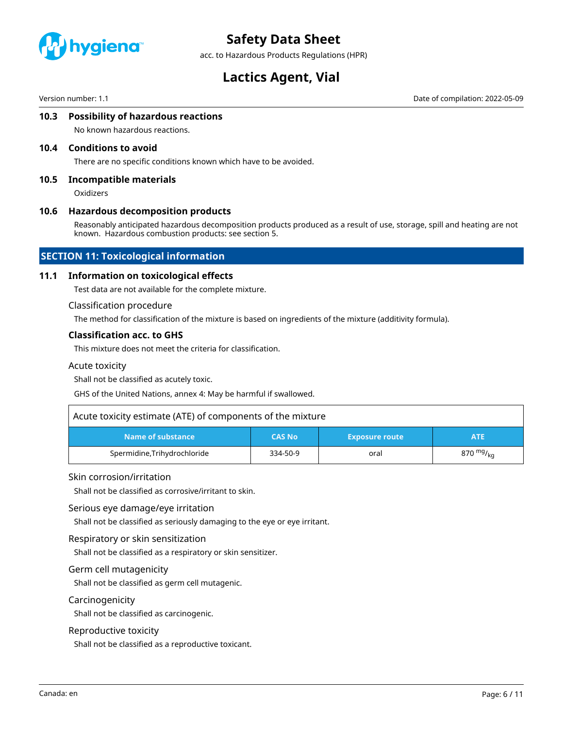### 10.3 Possibility of hazardous reactions

No known hazardous reactions.

### 10.4 Conditions to avoid

There are no specific conditions known which have to be avoided.

### 10.5 Incompatible materials

Oxidizers

### 10.6 Hazardous decomposition products

Reasonably anticipated hazardous decomposition products produced as a result of use, storage, spill and heating are not known. Hazardous combustion products: see section 5.

## SECTION 11: Toxicological information

### 11.1 Information on toxicological effects

Test data are not available for the complete mixture.

Classification procedure

The method for classification of the mixture is based on ingredients of the mixture (additivity formula).

**Classification acc. to GHS**

This mixture does not meet the criteria for classification.

Acute toxicity

Shall not be classified as acutely toxic.

GHS of the United Nations, annex 4: May be harmful if swallowed.

| Acute toxicity estimate (ATE) of components of the mixture | | | |
|---|---|---|---|
| **Name of substance** | **CAS No** | **Exposure route** | **ATE** |
| Spermidine,Trihydrochloride | 334-50-9 | oral | 870 $^{mg}/_{kg}$ |

Skin corrosion/irritation

Shall not be classified as corrosive/irritant to skin.

Serious eye damage/eye irritation

Shall not be classified as seriously damaging to the eye or eye irritant.

Respiratory or skin sensitization

Shall not be classified as a respiratory or skin sensitizer.

Germ cell mutagenicity

Shall not be classified as germ cell mutagenic.

Carcinogenicity

Shall not be classified as carcinogenic.

Reproductive toxicity

Shall not be classified as a reproductive toxicant.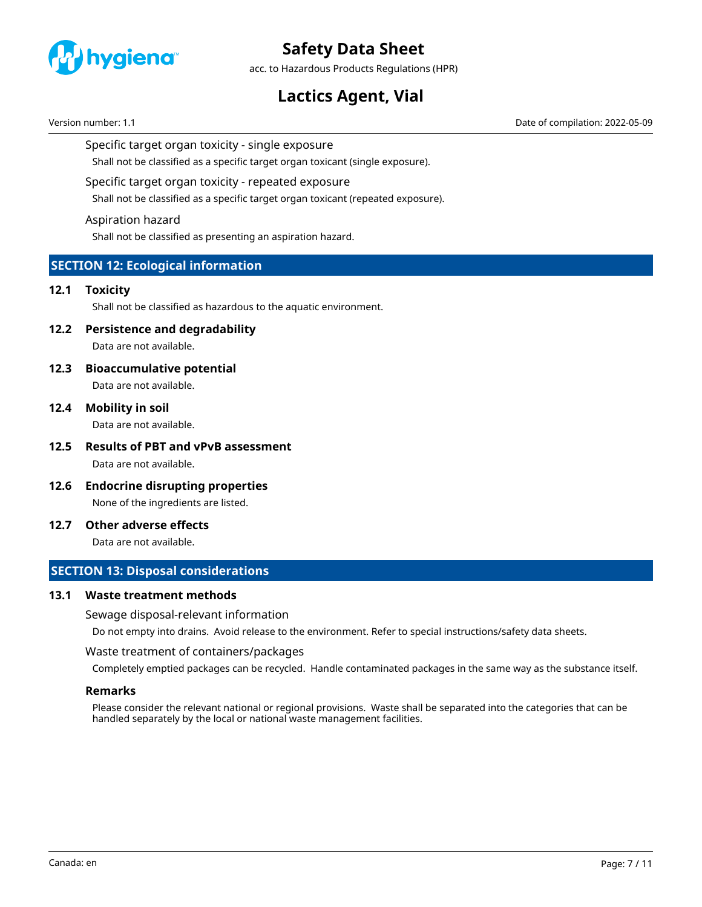### Specific target organ toxicity - single exposure

Shall not be classified as a specific target organ toxicant (single exposure).

### Specific target organ toxicity - repeated exposure

Shall not be classified as a specific target organ toxicant (repeated exposure).

### Aspiration hazard

Shall not be classified as presenting an aspiration hazard.

## SECTION 12: Ecological information

### 12.1 Toxicity

Shall not be classified as hazardous to the aquatic environment.

### 12.2 Persistence and degradability

Data are not available.

### 12.3 Bioaccumulative potential

Data are not available.

### 12.4 Mobility in soil

Data are not available.

### 12.5 Results of PBT and vPvB assessment

Data are not available.

### 12.6 Endocrine disrupting properties

None of the ingredients are listed.

### 12.7 Other adverse effects

Data are not available.

## SECTION 13: Disposal considerations

### 13.1 Waste treatment methods

#### Sewage disposal-relevant information

Do not empty into drains. Avoid release to the environment. Refer to special instructions/safety data sheets.

#### Waste treatment of containers/packages

Completely emptied packages can be recycled. Handle contaminated packages in the same way as the substance itself.

**Remarks**

Please consider the relevant national or regional provisions. Waste shall be separated into the categories that can be handled separately by the local or national waste management facilities.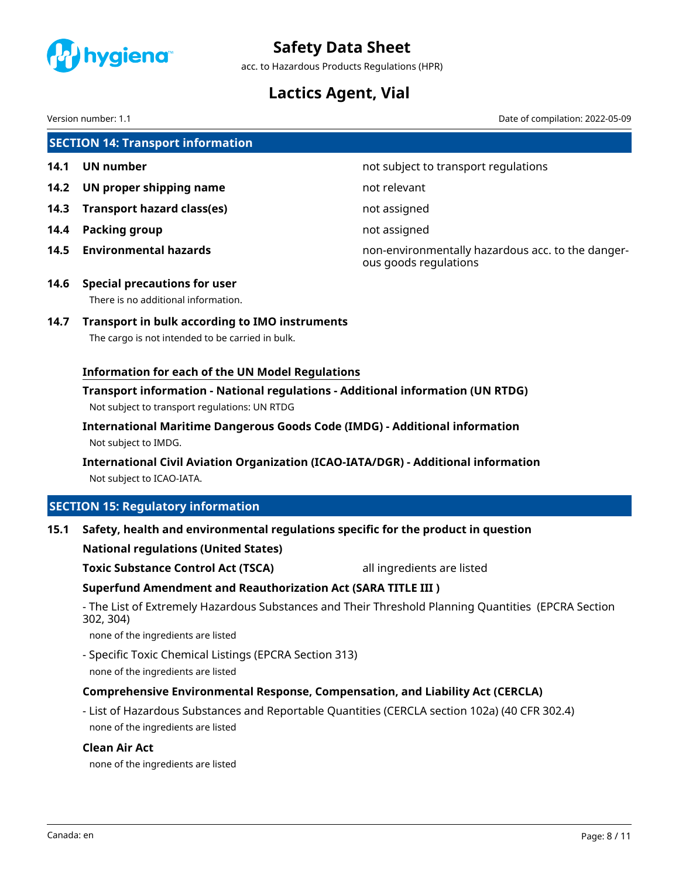## SECTION 14: Transport information

| | | |
|---|---|---|
| **14.1** | **UN number** | not subject to transport regulations |
| **14.2** | **UN proper shipping name** | not relevant |
| **14.3** | **Transport hazard class(es)** | not assigned |
| **14.4** | **Packing group** | not assigned |
| **14.5** | **Environmental hazards** | non-environmentally hazardous acc. to the dangerous goods regulations |

### 14.6 Special precautions for user

There is no additional information.

### 14.7 Transport in bulk according to IMO instruments

The cargo is not intended to be carried in bulk.

**Information for each of the UN Model Regulations**

**Transport information - National regulations - Additional information (UN RTDG)**

Not subject to transport regulations: UN RTDG

**International Maritime Dangerous Goods Code (IMDG) - Additional information**

Not subject to IMDG.

**International Civil Aviation Organization (ICAO-IATA/DGR) - Additional information**

Not subject to ICAO-IATA.

## SECTION 15: Regulatory information

### 15.1 Safety, health and environmental regulations specific for the product in question

**National regulations (United States)**

**Toxic Substance Control Act (TSCA)** — all ingredients are listed

**Superfund Amendment and Reauthorization Act (SARA TITLE III )**

- The List of Extremely Hazardous Substances and Their Threshold Planning Quantities (EPCRA Section 302, 304)

  none of the ingredients are listed

- Specific Toxic Chemical Listings (EPCRA Section 313)

  none of the ingredients are listed

**Comprehensive Environmental Response, Compensation, and Liability Act (CERCLA)**

- List of Hazardous Substances and Reportable Quantities (CERCLA section 102a) (40 CFR 302.4)

  none of the ingredients are listed

**Clean Air Act**

none of the ingredients are listed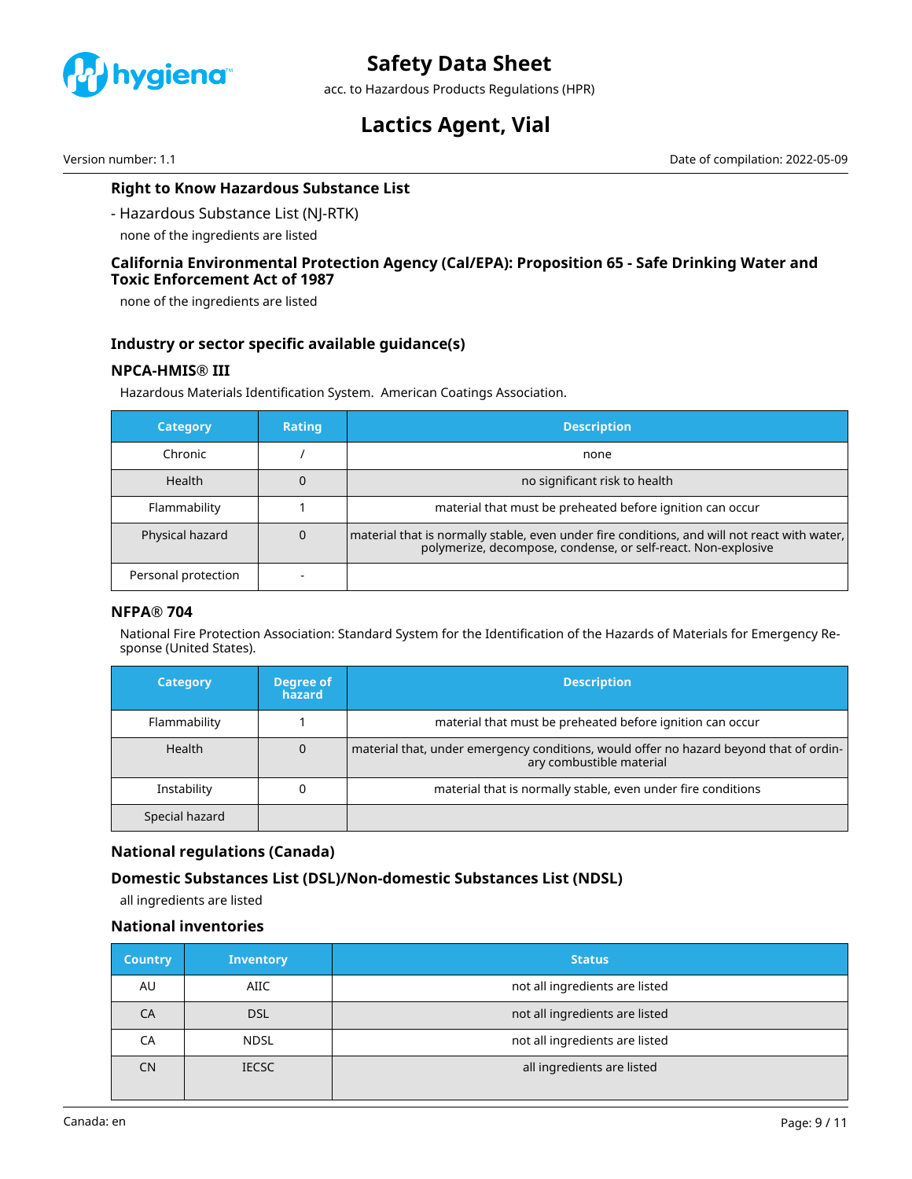### Right to Know Hazardous Substance List

- Hazardous Substance List (NJ-RTK)

none of the ingredients are listed

### California Environmental Protection Agency (Cal/EPA): Proposition 65 - Safe Drinking Water and Toxic Enforcement Act of 1987

none of the ingredients are listed

### Industry or sector specific available guidance(s)

#### NPCA-HMIS® III

Hazardous Materials Identification System. American Coatings Association.

| Category | Rating | Description |
|---|---|---|
| Chronic | / | none |
| Health | 0 | no significant risk to health |
| Flammability | 1 | material that must be preheated before ignition can occur |
| Physical hazard | 0 | material that is normally stable, even under fire conditions, and will not react with water, polymerize, decompose, condense, or self-react. Non-explosive |
| Personal protection | - | |

#### NFPA® 704

National Fire Protection Association: Standard System for the Identification of the Hazards of Materials for Emergency Response (United States).

| Category | Degree of hazard | Description |
|---|---|---|
| Flammability | 1 | material that must be preheated before ignition can occur |
| Health | 0 | material that, under emergency conditions, would offer no hazard beyond that of ordinary combustible material |
| Instability | 0 | material that is normally stable, even under fire conditions |
| Special hazard | | |

### National regulations (Canada)

### Domestic Substances List (DSL)/Non-domestic Substances List (NDSL)

all ingredients are listed

### National inventories

| Country | Inventory | Status |
|---|---|---|
| AU | AIIC | not all ingredients are listed |
| CA | DSL | not all ingredients are listed |
| CA | NDSL | not all ingredients are listed |
| CN | IECSC | all ingredients are listed |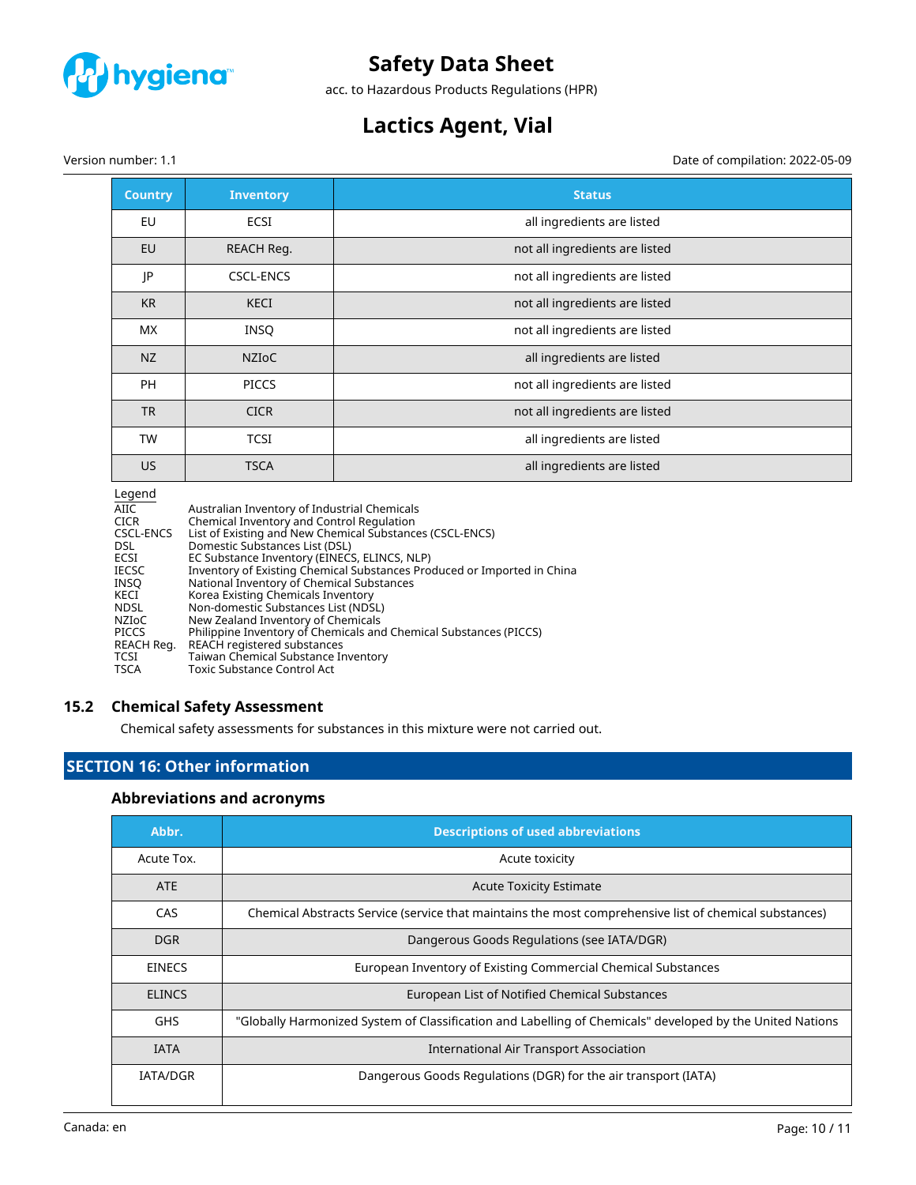| Country | Inventory | Status |
|---|---|---|
| EU | ECSI | all ingredients are listed |
| EU | REACH Reg. | not all ingredients are listed |
| JP | CSCL-ENCS | not all ingredients are listed |
| KR | KECI | not all ingredients are listed |
| MX | INSQ | not all ingredients are listed |
| NZ | NZIoC | all ingredients are listed |
| PH | PICCS | not all ingredients are listed |
| TR | CICR | not all ingredients are listed |
| TW | TCSI | all ingredients are listed |
| US | TSCA | all ingredients are listed |

Legend

| | |
|---|---|
| AIIC | Australian Inventory of Industrial Chemicals |
| CICR | Chemical Inventory and Control Regulation |
| CSCL-ENCS | List of Existing and New Chemical Substances (CSCL-ENCS) |
| DSL | Domestic Substances List (DSL) |
| ECSI | EC Substance Inventory (EINECS, ELINCS, NLP) |
| IECSC | Inventory of Existing Chemical Substances Produced or Imported in China |
| INSQ | National Inventory of Chemical Substances |
| KECI | Korea Existing Chemicals Inventory |
| NDSL | Non-domestic Substances List (NDSL) |
| NZIoC | New Zealand Inventory of Chemicals |
| PICCS | Philippine Inventory of Chemicals and Chemical Substances (PICCS) |
| REACH Reg. | REACH registered substances |
| TCSI | Taiwan Chemical Substance Inventory |
| TSCA | Toxic Substance Control Act |

## 15.2 Chemical Safety Assessment

Chemical safety assessments for substances in this mixture were not carried out.

# SECTION 16: Other information

### Abbreviations and acronyms

| Abbr. | Descriptions of used abbreviations |
|---|---|
| Acute Tox. | Acute toxicity |
| ATE | Acute Toxicity Estimate |
| CAS | Chemical Abstracts Service (service that maintains the most comprehensive list of chemical substances) |
| DGR | Dangerous Goods Regulations (see IATA/DGR) |
| EINECS | European Inventory of Existing Commercial Chemical Substances |
| ELINCS | European List of Notified Chemical Substances |
| GHS | "Globally Harmonized System of Classification and Labelling of Chemicals" developed by the United Nations |
| IATA | International Air Transport Association |
| IATA/DGR | Dangerous Goods Regulations (DGR) for the air transport (IATA) |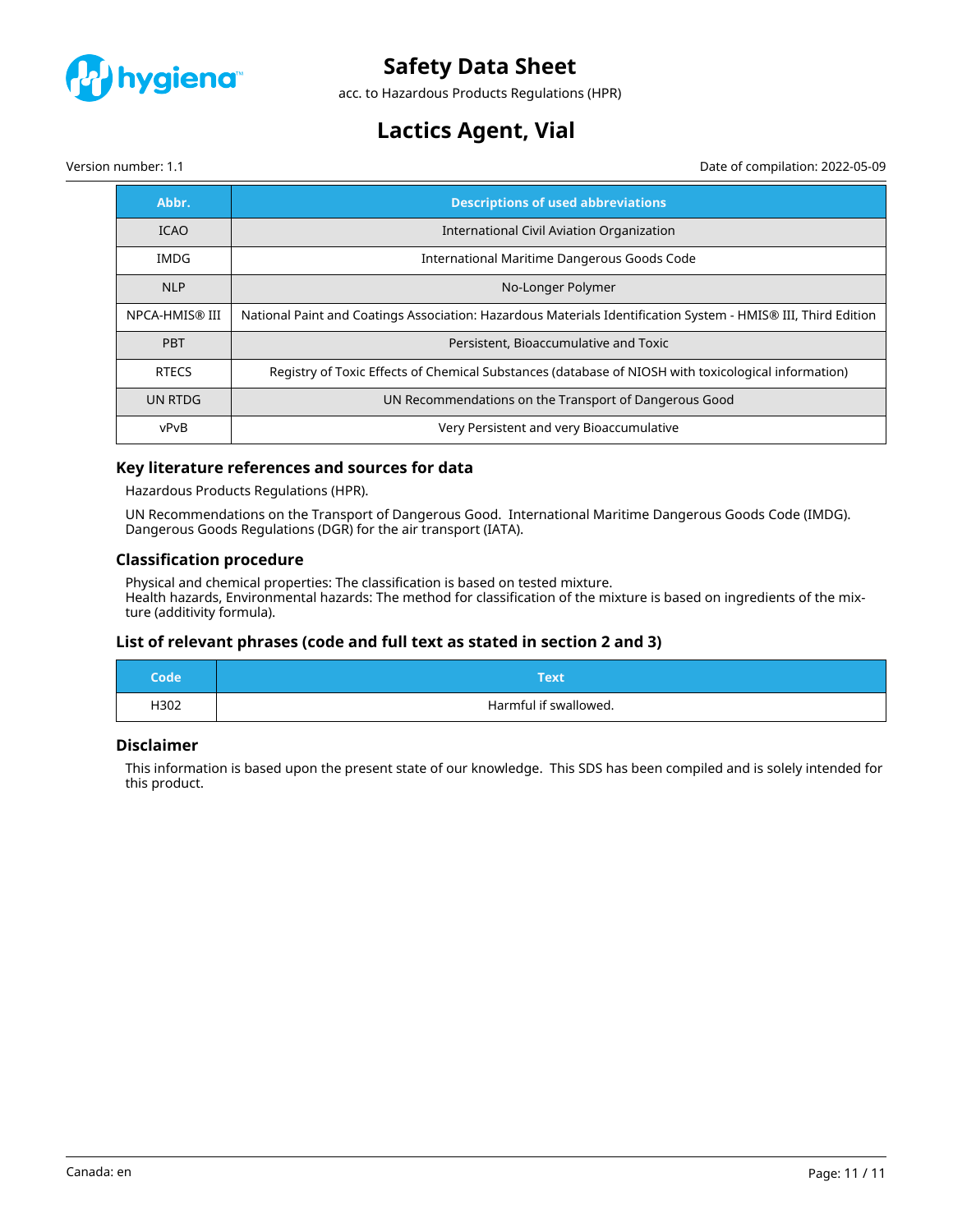| Abbr. | Descriptions of used abbreviations |
|---|---|
| ICAO | International Civil Aviation Organization |
| IMDG | International Maritime Dangerous Goods Code |
| NLP | No-Longer Polymer |
| NPCA-HMIS® III | National Paint and Coatings Association: Hazardous Materials Identification System - HMIS® III, Third Edition |
| PBT | Persistent, Bioaccumulative and Toxic |
| RTECS | Registry of Toxic Effects of Chemical Substances (database of NIOSH with toxicological information) |
| UN RTDG | UN Recommendations on the Transport of Dangerous Good |
| vPvB | Very Persistent and very Bioaccumulative |

### Key literature references and sources for data

Hazardous Products Regulations (HPR).

UN Recommendations on the Transport of Dangerous Good. International Maritime Dangerous Goods Code (IMDG). Dangerous Goods Regulations (DGR) for the air transport (IATA).

### Classification procedure

Physical and chemical properties: The classification is based on tested mixture.
Health hazards, Environmental hazards: The method for classification of the mixture is based on ingredients of the mixture (additivity formula).

### List of relevant phrases (code and full text as stated in section 2 and 3)

| Code | Text |
|---|---|
| H302 | Harmful if swallowed. |

### Disclaimer

This information is based upon the present state of our knowledge. This SDS has been compiled and is solely intended for this product.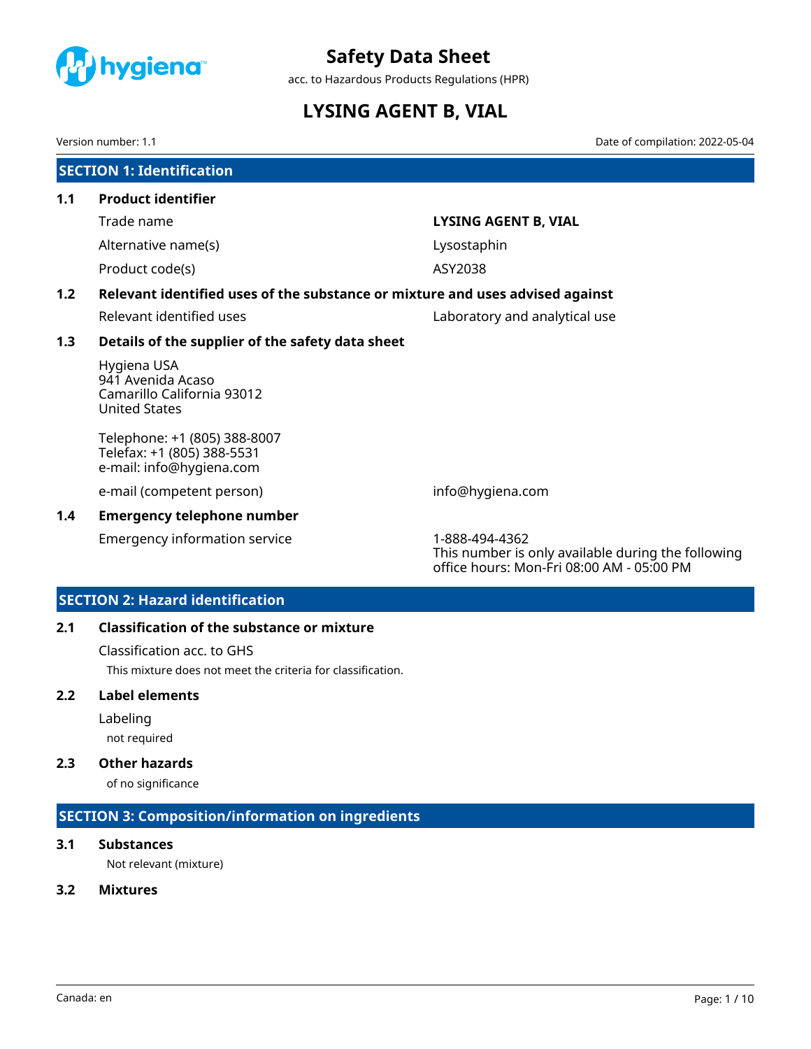# Safety Data Sheet

acc. to Hazardous Products Regulations (HPR)

# LYSING AGENT B, VIAL

Version number: 1.1

Date of compilation: 2022-05-04

## SECTION 1: Identification

### 1.1 Product identifier

| | |
|---|---|
| Trade name | **LYSING AGENT B, VIAL** |
| Alternative name(s) | Lysostaphin |
| Product code(s) | ASY2038 |

### 1.2 Relevant identified uses of the substance or mixture and uses advised against

| | |
|---|---|
| Relevant identified uses | Laboratory and analytical use |

### 1.3 Details of the supplier of the safety data sheet

Hygiena USA
941 Avenida Acaso
Camarillo California 93012
United States

Telephone: +1 (805) 388-8007
Telefax: +1 (805) 388-5531
e-mail: info@hygiena.com

| | |
|---|---|
| e-mail (competent person) | info@hygiena.com |

### 1.4 Emergency telephone number

| | |
|---|---|
| Emergency information service | 1-888-494-4362<br>This number is only available during the following office hours: Mon-Fri 08:00 AM - 05:00 PM |

## SECTION 2: Hazard identification

### 2.1 Classification of the substance or mixture

Classification acc. to GHS

This mixture does not meet the criteria for classification.

### 2.2 Label elements

Labeling

not required

### 2.3 Other hazards

of no significance

## SECTION 3: Composition/information on ingredients

### 3.1 Substances

Not relevant (mixture)

### 3.2 Mixtures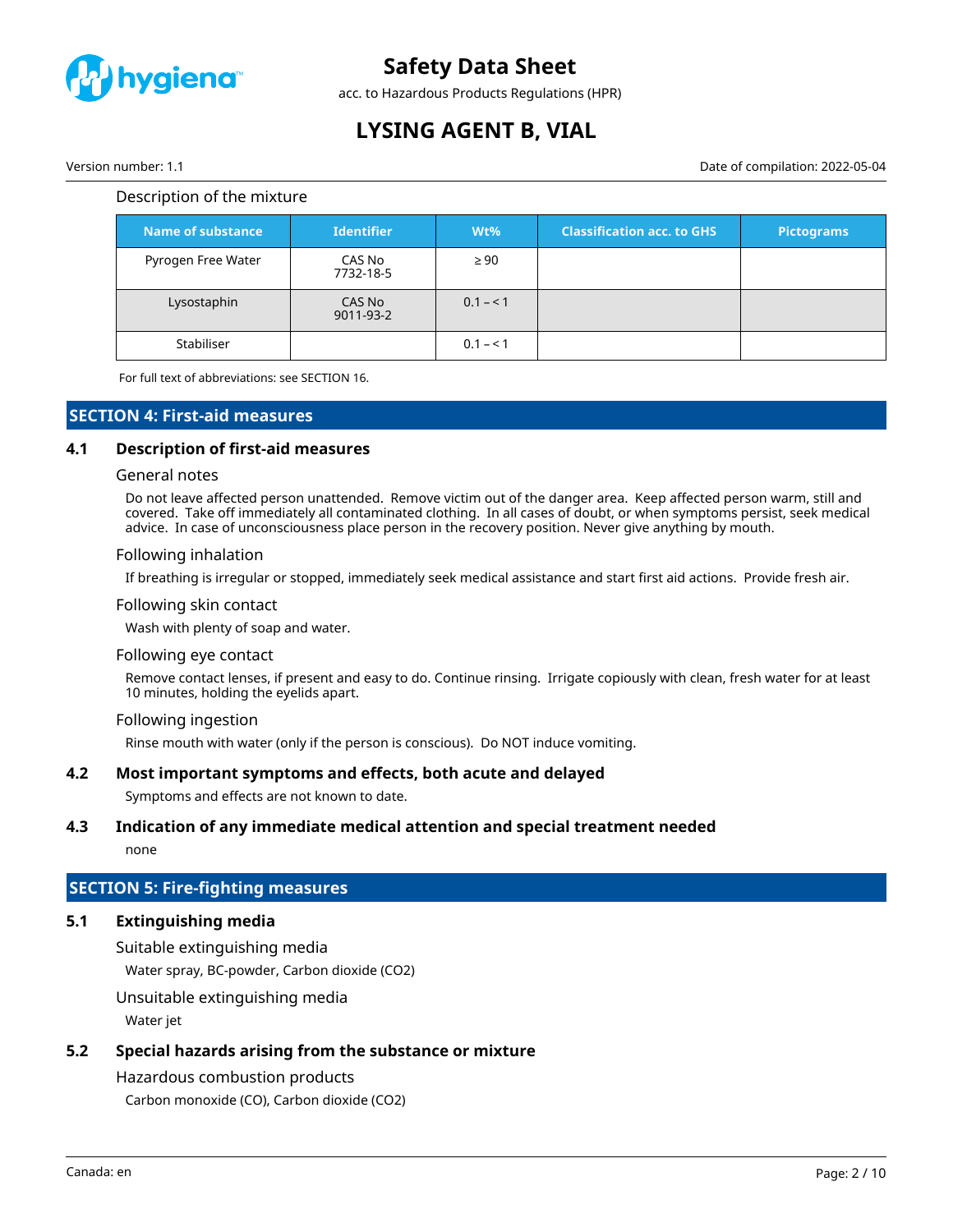Description of the mixture

| Name of substance | Identifier | Wt% | Classification acc. to GHS | Pictograms |
|---|---|---|---|---|
| Pyrogen Free Water | CAS No 7732-18-5 | ≥ 90 | | |
| Lysostaphin | CAS No 9011-93-2 | 0.1 – < 1 | | |
| Stabiliser | | 0.1 – < 1 | | |

For full text of abbreviations: see SECTION 16.

## SECTION 4: First-aid measures

### 4.1 Description of first-aid measures

#### General notes

Do not leave affected person unattended. Remove victim out of the danger area. Keep affected person warm, still and covered. Take off immediately all contaminated clothing. In all cases of doubt, or when symptoms persist, seek medical advice. In case of unconsciousness place person in the recovery position. Never give anything by mouth.

#### Following inhalation

If breathing is irregular or stopped, immediately seek medical assistance and start first aid actions. Provide fresh air.

#### Following skin contact

Wash with plenty of soap and water.

#### Following eye contact

Remove contact lenses, if present and easy to do. Continue rinsing. Irrigate copiously with clean, fresh water for at least 10 minutes, holding the eyelids apart.

#### Following ingestion

Rinse mouth with water (only if the person is conscious). Do NOT induce vomiting.

### 4.2 Most important symptoms and effects, both acute and delayed

Symptoms and effects are not known to date.

### 4.3 Indication of any immediate medical attention and special treatment needed

none

## SECTION 5: Fire-fighting measures

### 5.1 Extinguishing media

#### Suitable extinguishing media

Water spray, BC-powder, Carbon dioxide ($CO_2$)

#### Unsuitable extinguishing media

Water jet

### 5.2 Special hazards arising from the substance or mixture

#### Hazardous combustion products

Carbon monoxide (CO), Carbon dioxide ($CO_2$)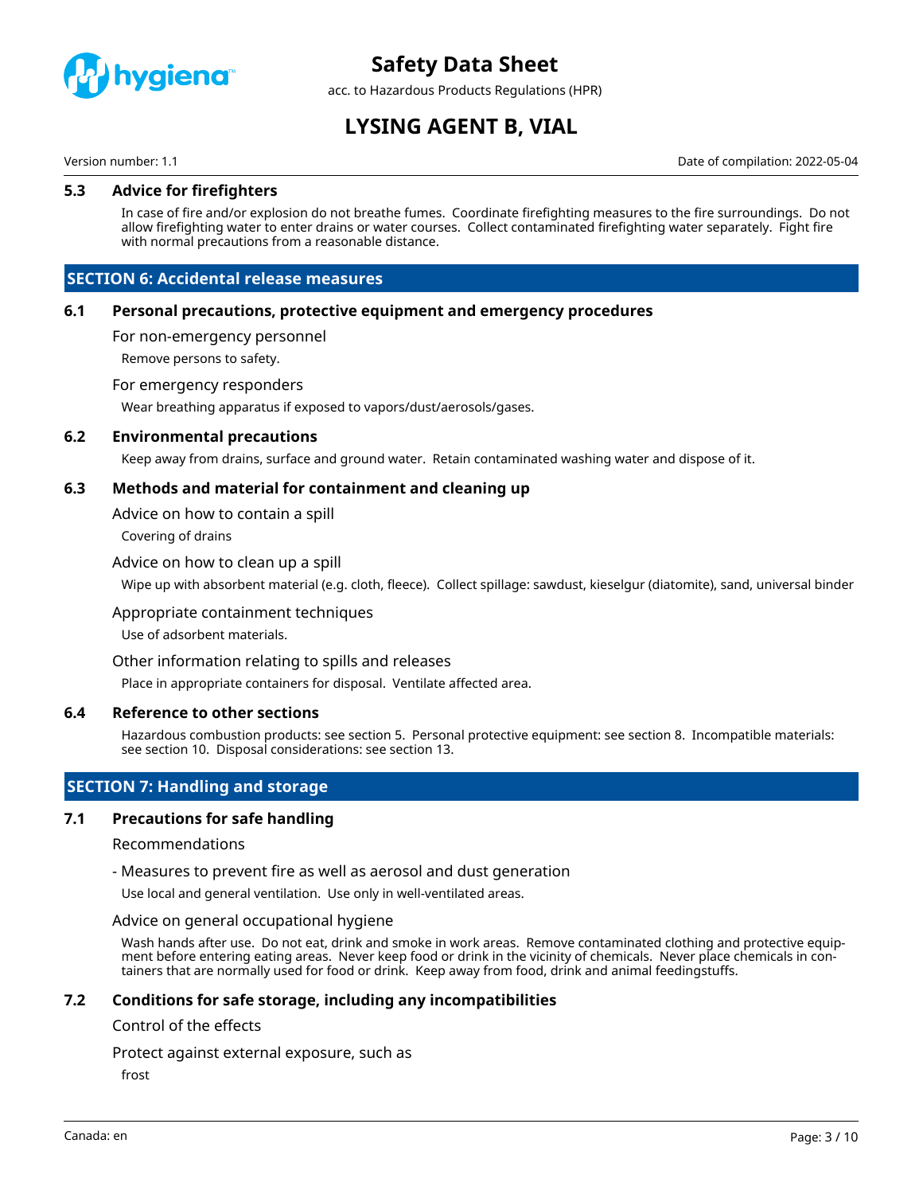### 5.3 Advice for firefighters

In case of fire and/or explosion do not breathe fumes. Coordinate firefighting measures to the fire surroundings. Do not allow firefighting water to enter drains or water courses. Collect contaminated firefighting water separately. Fight fire with normal precautions from a reasonable distance.

## SECTION 6: Accidental release measures

### 6.1 Personal precautions, protective equipment and emergency procedures

For non-emergency personnel

Remove persons to safety.

For emergency responders

Wear breathing apparatus if exposed to vapors/dust/aerosols/gases.

### 6.2 Environmental precautions

Keep away from drains, surface and ground water. Retain contaminated washing water and dispose of it.

### 6.3 Methods and material for containment and cleaning up

Advice on how to contain a spill

Covering of drains

Advice on how to clean up a spill

Wipe up with absorbent material (e.g. cloth, fleece). Collect spillage: sawdust, kieselgur (diatomite), sand, universal binder

Appropriate containment techniques

Use of adsorbent materials.

Other information relating to spills and releases

Place in appropriate containers for disposal. Ventilate affected area.

### 6.4 Reference to other sections

Hazardous combustion products: see section 5. Personal protective equipment: see section 8. Incompatible materials: see section 10. Disposal considerations: see section 13.

## SECTION 7: Handling and storage

### 7.1 Precautions for safe handling

Recommendations

- Measures to prevent fire as well as aerosol and dust generation

Use local and general ventilation. Use only in well-ventilated areas.

Advice on general occupational hygiene

Wash hands after use. Do not eat, drink and smoke in work areas. Remove contaminated clothing and protective equipment before entering eating areas. Never keep food or drink in the vicinity of chemicals. Never place chemicals in containers that are normally used for food or drink. Keep away from food, drink and animal feedingstuffs.

### 7.2 Conditions for safe storage, including any incompatibilities

Control of the effects

Protect against external exposure, such as

frost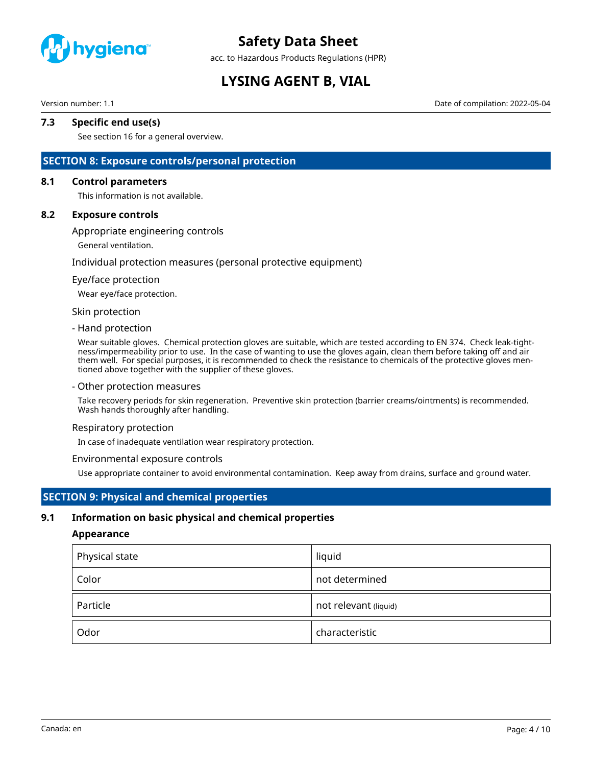### 7.3 Specific end use(s)

See section 16 for a general overview.

## SECTION 8: Exposure controls/personal protection

### 8.1 Control parameters

This information is not available.

### 8.2 Exposure controls

#### Appropriate engineering controls

General ventilation.

#### Individual protection measures (personal protective equipment)

#### Eye/face protection

Wear eye/face protection.

#### Skin protection

- Hand protection

Wear suitable gloves. Chemical protection gloves are suitable, which are tested according to EN 374. Check leak-tightness/impermeability prior to use. In the case of wanting to use the gloves again, clean them before taking off and air them well. For special purposes, it is recommended to check the resistance to chemicals of the protective gloves mentioned above together with the supplier of these gloves.

- Other protection measures

Take recovery periods for skin regeneration. Preventive skin protection (barrier creams/ointments) is recommended. Wash hands thoroughly after handling.

#### Respiratory protection

In case of inadequate ventilation wear respiratory protection.

#### Environmental exposure controls

Use appropriate container to avoid environmental contamination. Keep away from drains, surface and ground water.

## SECTION 9: Physical and chemical properties

### 9.1 Information on basic physical and chemical properties

**Appearance**

| | |
|---|---|
| Physical state | liquid |
| Color | not determined |
| Particle | not relevant (liquid) |
| Odor | characteristic |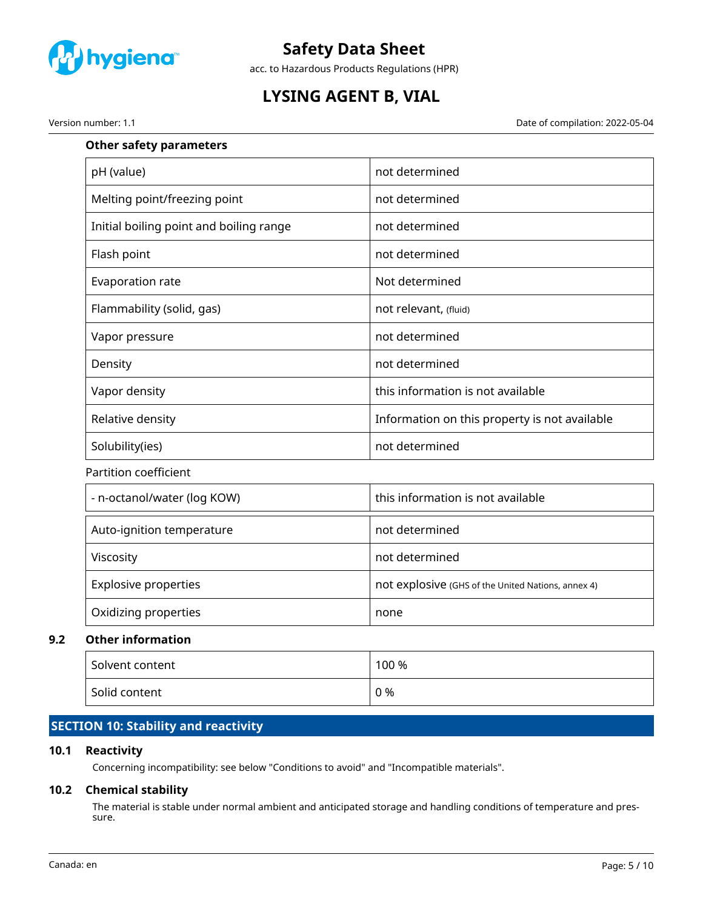### Other safety parameters

| | |
|---|---|
| pH (value) | not determined |
| Melting point/freezing point | not determined |
| Initial boiling point and boiling range | not determined |
| Flash point | not determined |
| Evaporation rate | Not determined |
| Flammability (solid, gas) | not relevant, (fluid) |
| Vapor pressure | not determined |
| Density | not determined |
| Vapor density | this information is not available |
| Relative density | Information on this property is not available |
| Solubility(ies) | not determined |

Partition coefficient

| | |
|---|---|
| - n-octanol/water (log KOW) | this information is not available |

| | |
|---|---|
| Auto-ignition temperature | not determined |
| Viscosity | not determined |
| Explosive properties | not explosive (GHS of the United Nations, annex 4) |
| Oxidizing properties | none |

### 9.2 Other information

| | |
|---|---|
| Solvent content | 100 % |
| Solid content | 0 % |

## SECTION 10: Stability and reactivity

### 10.1 Reactivity

Concerning incompatibility: see below "Conditions to avoid" and "Incompatible materials".

### 10.2 Chemical stability

The material is stable under normal ambient and anticipated storage and handling conditions of temperature and pressure.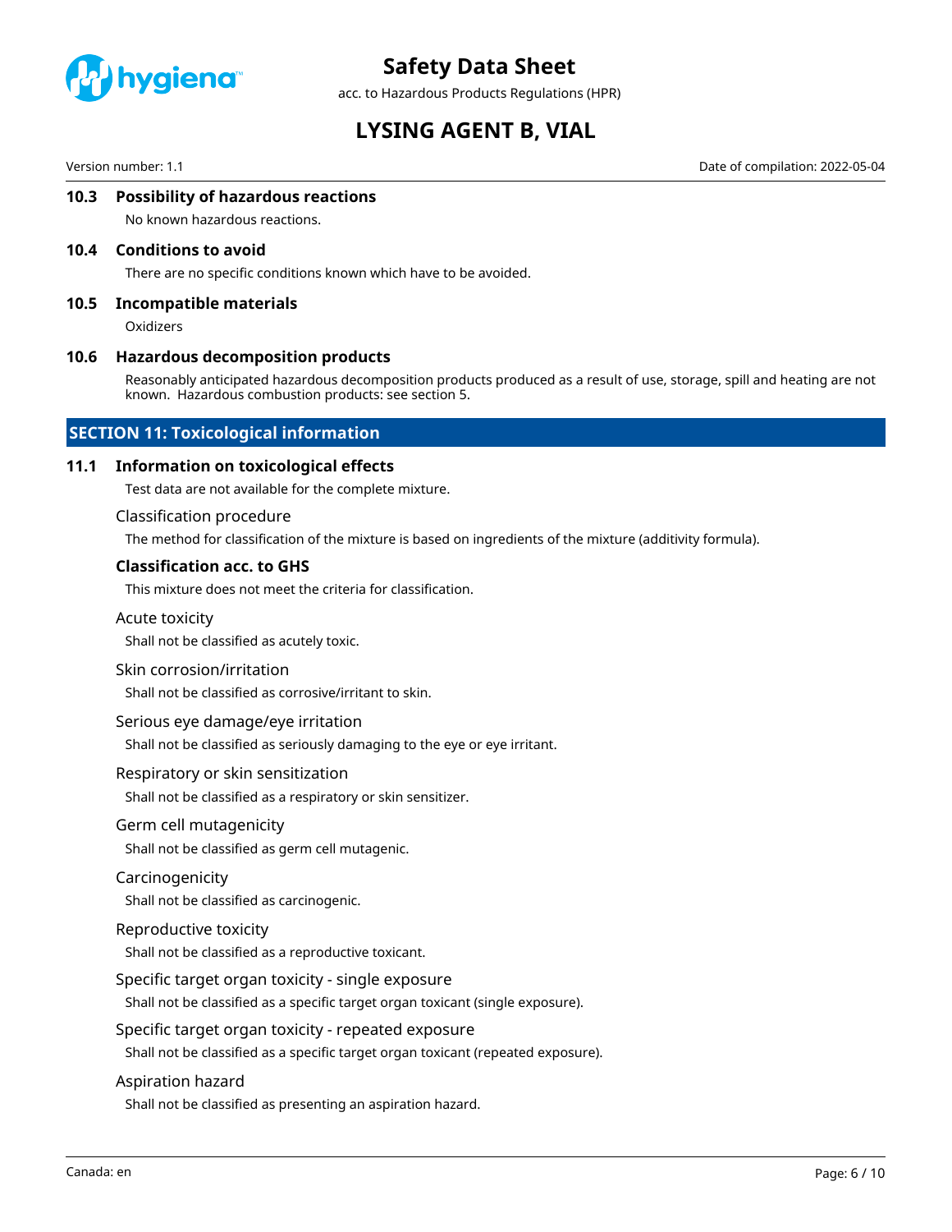### 10.3 Possibility of hazardous reactions

No known hazardous reactions.

### 10.4 Conditions to avoid

There are no specific conditions known which have to be avoided.

### 10.5 Incompatible materials

Oxidizers

### 10.6 Hazardous decomposition products

Reasonably anticipated hazardous decomposition products produced as a result of use, storage, spill and heating are not known. Hazardous combustion products: see section 5.

## SECTION 11: Toxicological information

### 11.1 Information on toxicological effects

Test data are not available for the complete mixture.

Classification procedure

The method for classification of the mixture is based on ingredients of the mixture (additivity formula).

**Classification acc. to GHS**

This mixture does not meet the criteria for classification.

Acute toxicity

Shall not be classified as acutely toxic.

Skin corrosion/irritation

Shall not be classified as corrosive/irritant to skin.

Serious eye damage/eye irritation

Shall not be classified as seriously damaging to the eye or eye irritant.

Respiratory or skin sensitization

Shall not be classified as a respiratory or skin sensitizer.

Germ cell mutagenicity

Shall not be classified as germ cell mutagenic.

Carcinogenicity

Shall not be classified as carcinogenic.

Reproductive toxicity

Shall not be classified as a reproductive toxicant.

Specific target organ toxicity - single exposure

Shall not be classified as a specific target organ toxicant (single exposure).

Specific target organ toxicity - repeated exposure

Shall not be classified as a specific target organ toxicant (repeated exposure).

Aspiration hazard

Shall not be classified as presenting an aspiration hazard.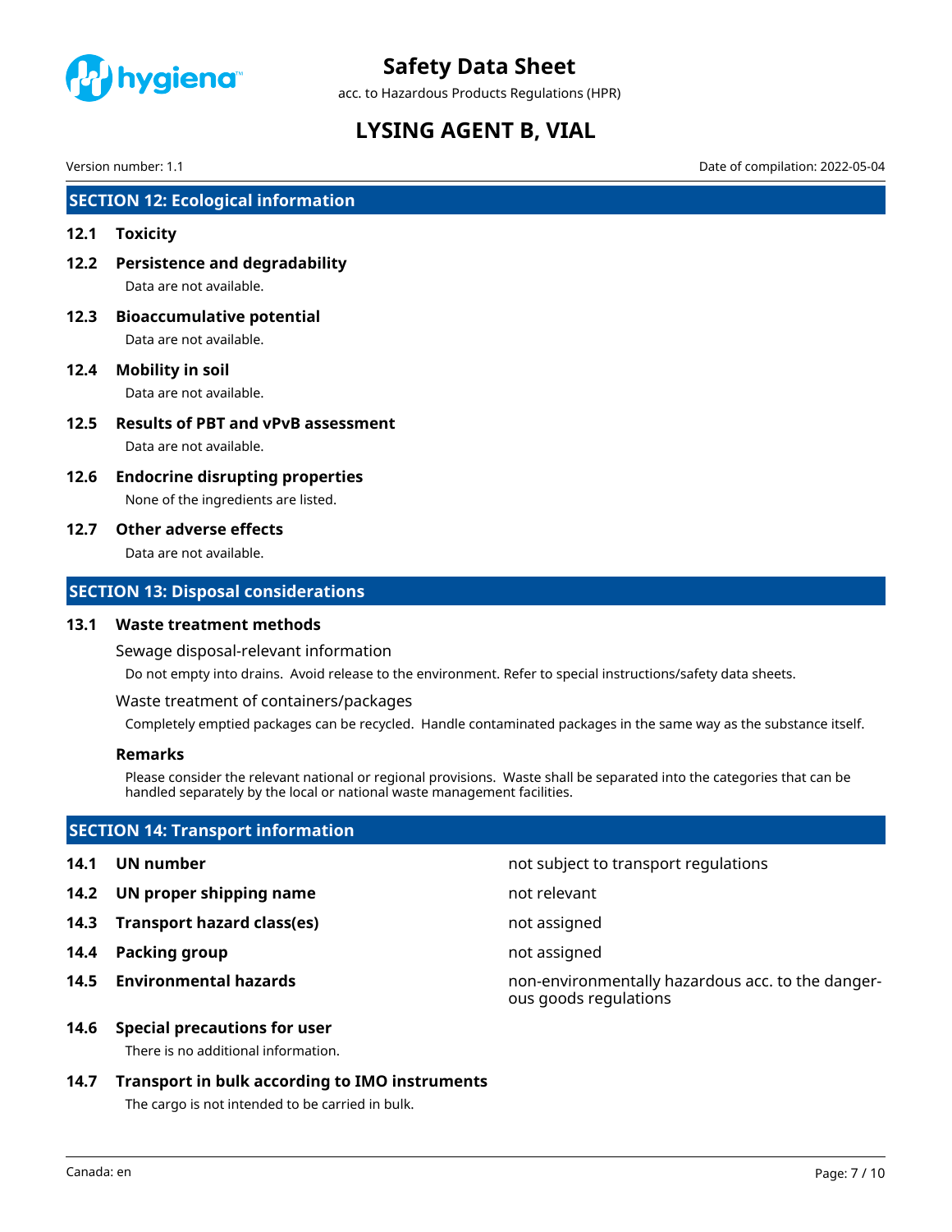## SECTION 12: Ecological information

### 12.1 Toxicity

### 12.2 Persistence and degradability

Data are not available.

### 12.3 Bioaccumulative potential

Data are not available.

### 12.4 Mobility in soil

Data are not available.

### 12.5 Results of PBT and vPvB assessment

Data are not available.

### 12.6 Endocrine disrupting properties

None of the ingredients are listed.

### 12.7 Other adverse effects

Data are not available.

## SECTION 13: Disposal considerations

### 13.1 Waste treatment methods

Sewage disposal-relevant information

Do not empty into drains. Avoid release to the environment. Refer to special instructions/safety data sheets.

Waste treatment of containers/packages

Completely emptied packages can be recycled. Handle contaminated packages in the same way as the substance itself.

**Remarks**

Please consider the relevant national or regional provisions. Waste shall be separated into the categories that can be handled separately by the local or national waste management facilities.

## SECTION 14: Transport information

| | |
|---|---|
| **14.1 UN number** | not subject to transport regulations |
| **14.2 UN proper shipping name** | not relevant |
| **14.3 Transport hazard class(es)** | not assigned |
| **14.4 Packing group** | not assigned |
| **14.5 Environmental hazards** | non-environmentally hazardous acc. to the dangerous goods regulations |

### 14.6 Special precautions for user

There is no additional information.

### 14.7 Transport in bulk according to IMO instruments

The cargo is not intended to be carried in bulk.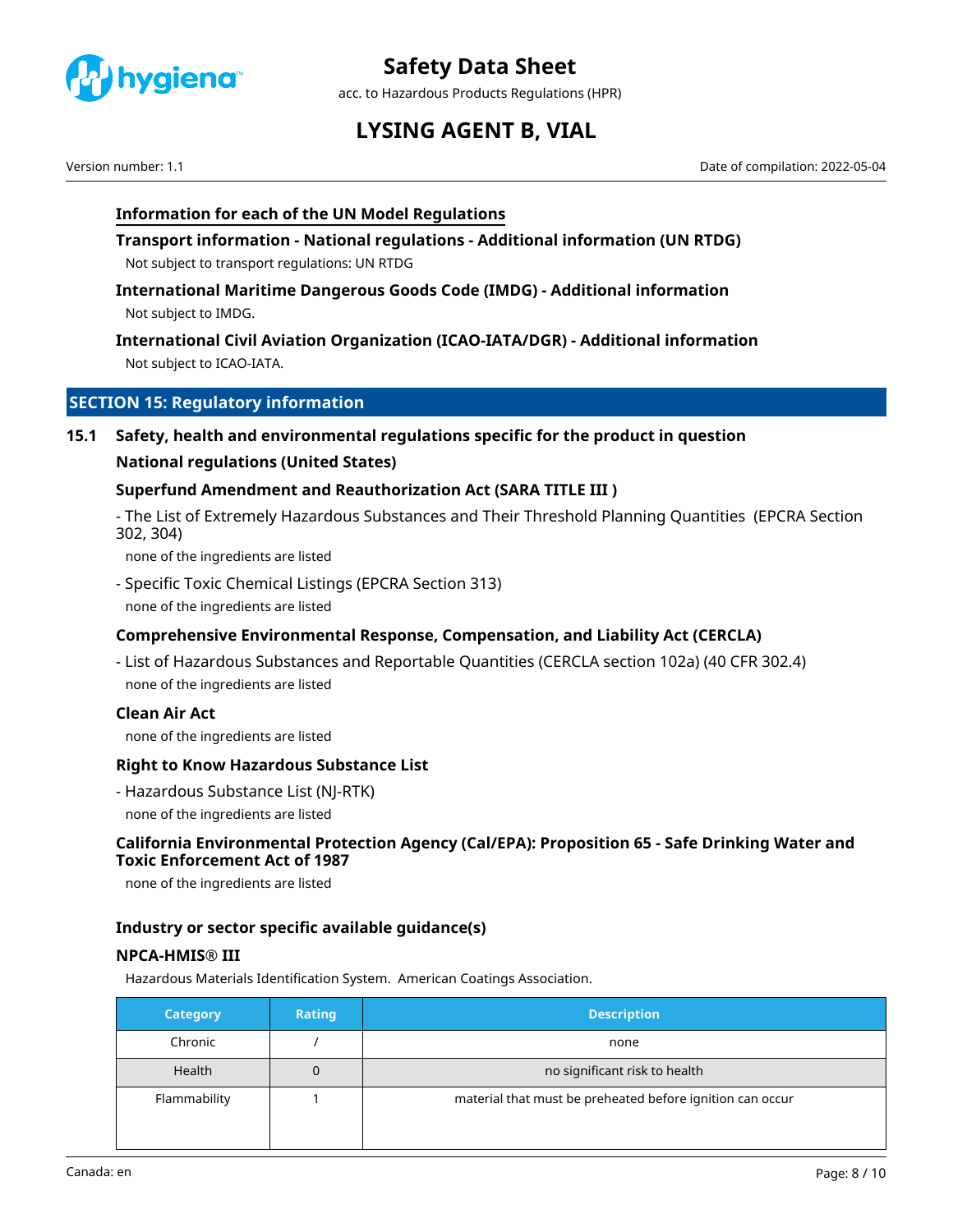### Information for each of the UN Model Regulations

**Transport information - National regulations - Additional information (UN RTDG)**

Not subject to transport regulations: UN RTDG

**International Maritime Dangerous Goods Code (IMDG) - Additional information**

Not subject to IMDG.

**International Civil Aviation Organization (ICAO-IATA/DGR) - Additional information**

Not subject to ICAO-IATA.

## SECTION 15: Regulatory information

### 15.1 Safety, health and environmental regulations specific for the product in question

**National regulations (United States)**

**Superfund Amendment and Reauthorization Act (SARA TITLE III )**

- The List of Extremely Hazardous Substances and Their Threshold Planning Quantities (EPCRA Section 302, 304)

none of the ingredients are listed

- Specific Toxic Chemical Listings (EPCRA Section 313)

none of the ingredients are listed

**Comprehensive Environmental Response, Compensation, and Liability Act (CERCLA)**

- List of Hazardous Substances and Reportable Quantities (CERCLA section 102a) (40 CFR 302.4)

none of the ingredients are listed

**Clean Air Act**

none of the ingredients are listed

**Right to Know Hazardous Substance List**

- Hazardous Substance List (NJ-RTK)

none of the ingredients are listed

**California Environmental Protection Agency (Cal/EPA): Proposition 65 - Safe Drinking Water and Toxic Enforcement Act of 1987**

none of the ingredients are listed

**Industry or sector specific available guidance(s)**

**NPCA-HMIS® III**

Hazardous Materials Identification System. American Coatings Association.

| Category | Rating | Description |
|---|---|---|
| Chronic | / | none |
| Health | 0 | no significant risk to health |
| Flammability | 1 | material that must be preheated before ignition can occur |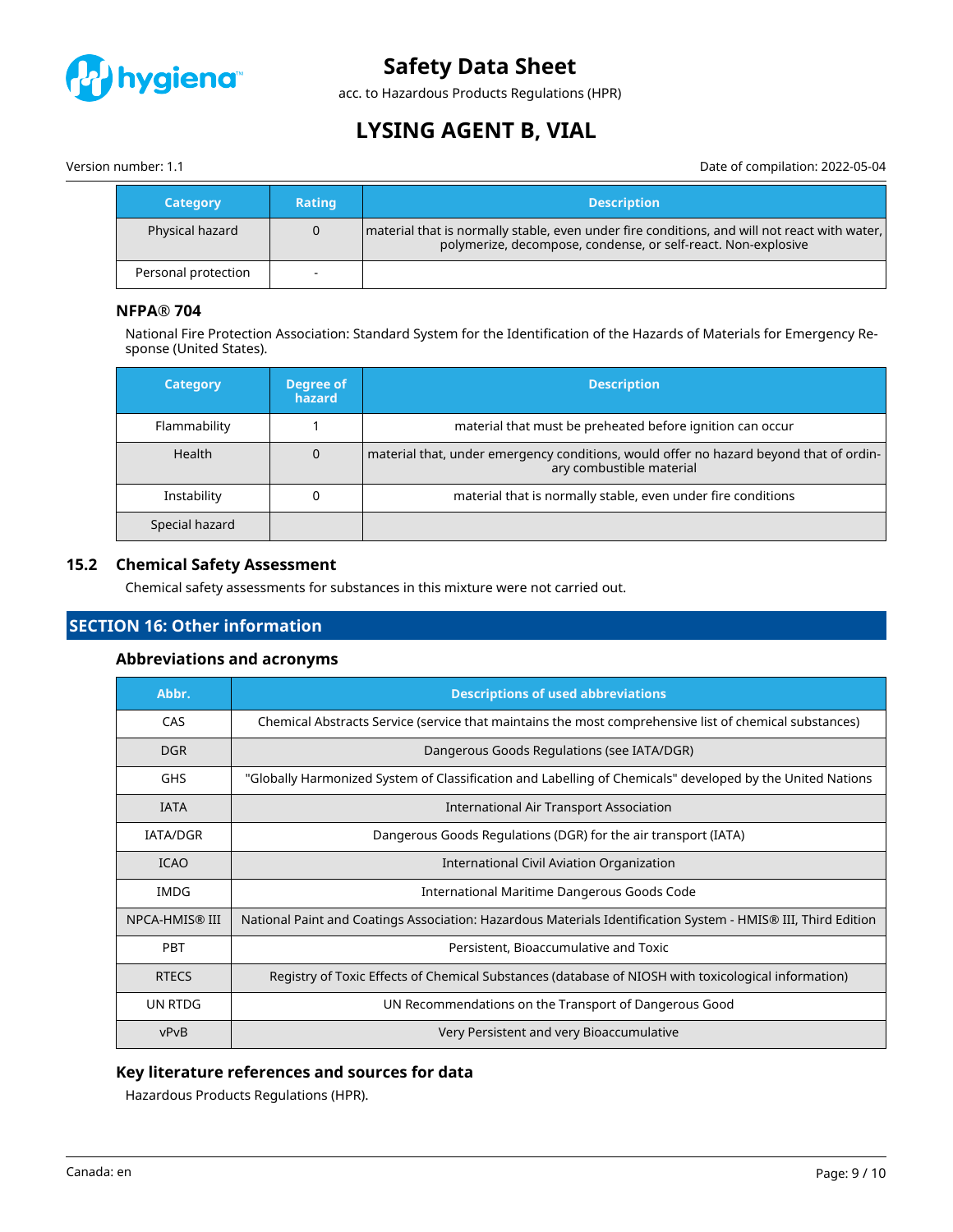| Category | Rating | Description |
|---|---|---|
| Physical hazard | 0 | material that is normally stable, even under fire conditions, and will not react with water, polymerize, decompose, condense, or self-react. Non-explosive |
| Personal protection | - | |

### NFPA® 704

National Fire Protection Association: Standard System for the Identification of the Hazards of Materials for Emergency Response (United States).

| Category | Degree of hazard | Description |
|---|---|---|
| Flammability | 1 | material that must be preheated before ignition can occur |
| Health | 0 | material that, under emergency conditions, would offer no hazard beyond that of ordinary combustible material |
| Instability | 0 | material that is normally stable, even under fire conditions |
| Special hazard | | |

### 15.2 Chemical Safety Assessment

Chemical safety assessments for substances in this mixture were not carried out.

## SECTION 16: Other information

### Abbreviations and acronyms

| Abbr. | Descriptions of used abbreviations |
|---|---|
| CAS | Chemical Abstracts Service (service that maintains the most comprehensive list of chemical substances) |
| DGR | Dangerous Goods Regulations (see IATA/DGR) |
| GHS | "Globally Harmonized System of Classification and Labelling of Chemicals" developed by the United Nations |
| IATA | International Air Transport Association |
| IATA/DGR | Dangerous Goods Regulations (DGR) for the air transport (IATA) |
| ICAO | International Civil Aviation Organization |
| IMDG | International Maritime Dangerous Goods Code |
| NPCA-HMIS® III | National Paint and Coatings Association: Hazardous Materials Identification System - HMIS® III, Third Edition |
| PBT | Persistent, Bioaccumulative and Toxic |
| RTECS | Registry of Toxic Effects of Chemical Substances (database of NIOSH with toxicological information) |
| UN RTDG | UN Recommendations on the Transport of Dangerous Good |
| vPvB | Very Persistent and very Bioaccumulative |

### Key literature references and sources for data

Hazardous Products Regulations (HPR).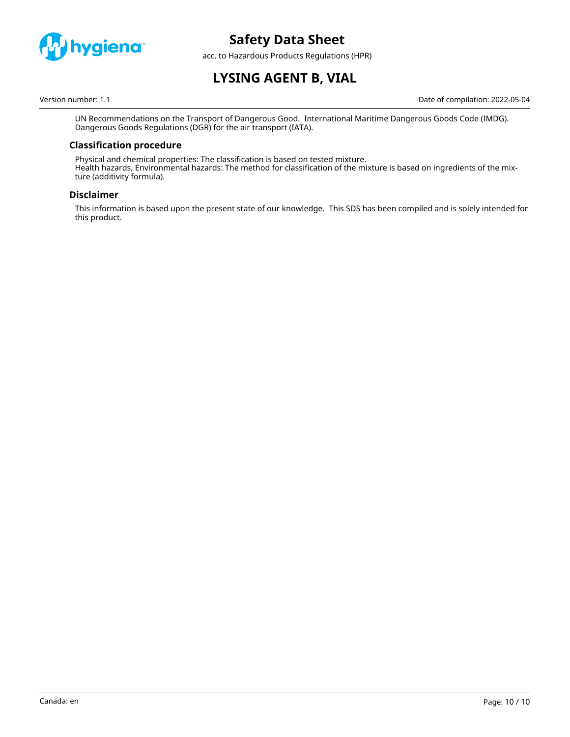UN Recommendations on the Transport of Dangerous Good. International Maritime Dangerous Goods Code (IMDG). Dangerous Goods Regulations (DGR) for the air transport (IATA).

### Classification procedure

Physical and chemical properties: The classification is based on tested mixture.
Health hazards, Environmental hazards: The method for classification of the mixture is based on ingredients of the mixture (additivity formula).

### Disclaimer

This information is based upon the present state of our knowledge. This SDS has been compiled and is solely intended for this product.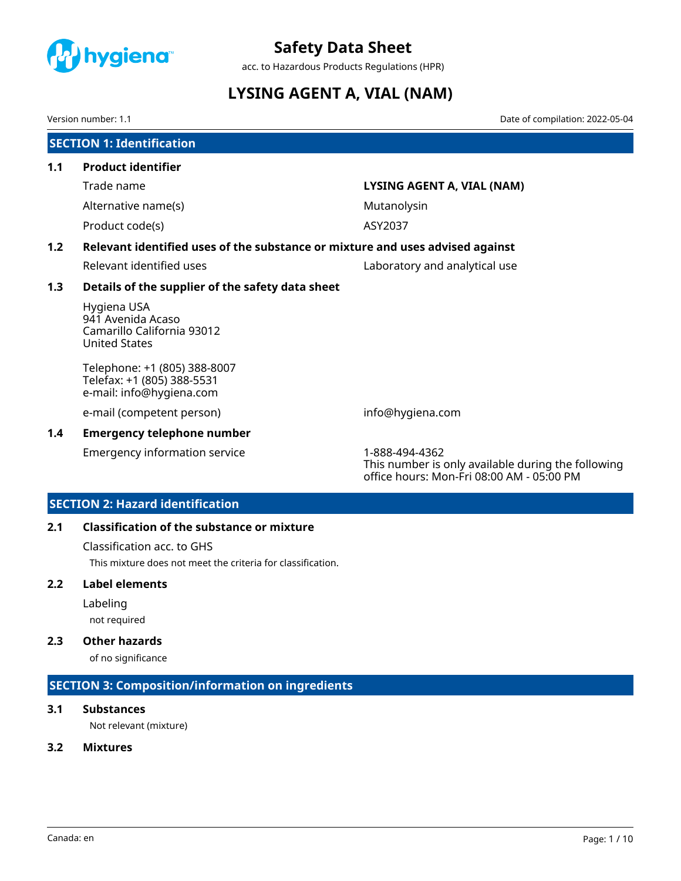# Safety Data Sheet

acc. to Hazardous Products Regulations (HPR)

# LYSING AGENT A, VIAL (NAM)

Version number: 1.1

Date of compilation: 2022-05-04

## SECTION 1: Identification

### 1.1 Product identifier

| | |
|---|---|
| Trade name | **LYSING AGENT A, VIAL (NAM)** |
| Alternative name(s) | Mutanolysin |
| Product code(s) | ASY2037 |

### 1.2 Relevant identified uses of the substance or mixture and uses advised against

| | |
|---|---|
| Relevant identified uses | Laboratory and analytical use |

### 1.3 Details of the supplier of the safety data sheet

Hygiena USA
941 Avenida Acaso
Camarillo California 93012
United States

Telephone: +1 (805) 388-8007
Telefax: +1 (805) 388-5531
e-mail: info@hygiena.com

| | |
|---|---|
| e-mail (competent person) | info@hygiena.com |

### 1.4 Emergency telephone number

| | |
|---|---|
| Emergency information service | 1-888-494-4362<br>This number is only available during the following office hours: Mon-Fri 08:00 AM - 05:00 PM |

## SECTION 2: Hazard identification

### 2.1 Classification of the substance or mixture

Classification acc. to GHS

This mixture does not meet the criteria for classification.

### 2.2 Label elements

Labeling

not required

### 2.3 Other hazards

of no significance

## SECTION 3: Composition/information on ingredients

### 3.1 Substances

Not relevant (mixture)

### 3.2 Mixtures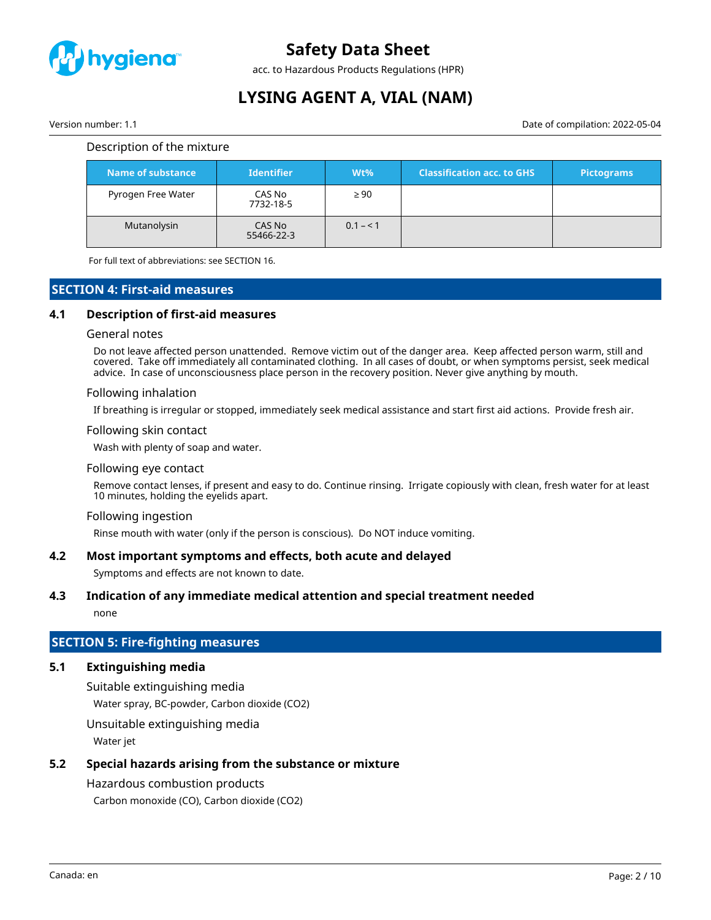Description of the mixture

| Name of substance | Identifier | Wt% | Classification acc. to GHS | Pictograms |
|---|---|---|---|---|
| Pyrogen Free Water | CAS No 7732-18-5 | ≥ 90 | | |
| Mutanolysin | CAS No 55466-22-3 | 0.1 – < 1 | | |

For full text of abbreviations: see SECTION 16.

## SECTION 4: First-aid measures

### 4.1 Description of first-aid measures

General notes

Do not leave affected person unattended. Remove victim out of the danger area. Keep affected person warm, still and covered. Take off immediately all contaminated clothing. In all cases of doubt, or when symptoms persist, seek medical advice. In case of unconsciousness place person in the recovery position. Never give anything by mouth.

Following inhalation

If breathing is irregular or stopped, immediately seek medical assistance and start first aid actions. Provide fresh air.

Following skin contact

Wash with plenty of soap and water.

Following eye contact

Remove contact lenses, if present and easy to do. Continue rinsing. Irrigate copiously with clean, fresh water for at least 10 minutes, holding the eyelids apart.

Following ingestion

Rinse mouth with water (only if the person is conscious). Do NOT induce vomiting.

### 4.2 Most important symptoms and effects, both acute and delayed

Symptoms and effects are not known to date.

### 4.3 Indication of any immediate medical attention and special treatment needed

none

## SECTION 5: Fire-fighting measures

### 5.1 Extinguishing media

Suitable extinguishing media

Water spray, BC-powder, Carbon dioxide ($CO_2$)

Unsuitable extinguishing media

Water jet

### 5.2 Special hazards arising from the substance or mixture

Hazardous combustion products

Carbon monoxide (CO), Carbon dioxide ($CO_2$)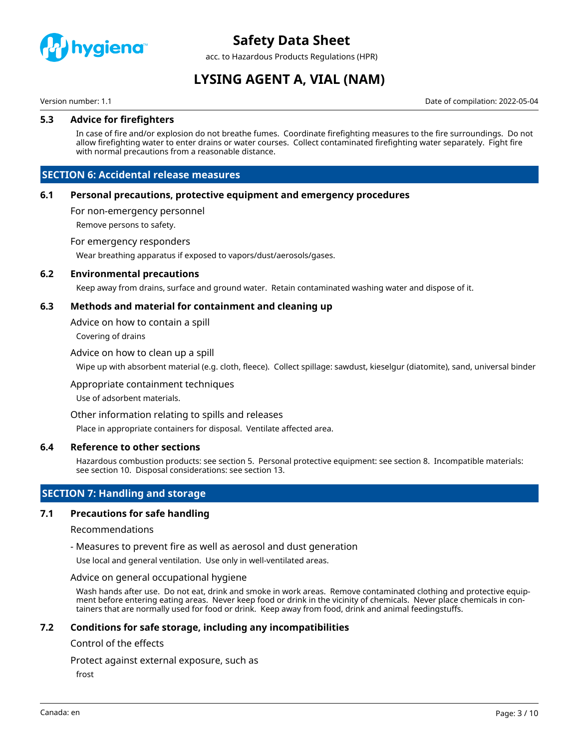### 5.3 Advice for firefighters

In case of fire and/or explosion do not breathe fumes. Coordinate firefighting measures to the fire surroundings. Do not allow firefighting water to enter drains or water courses. Collect contaminated firefighting water separately. Fight fire with normal precautions from a reasonable distance.

## SECTION 6: Accidental release measures

### 6.1 Personal precautions, protective equipment and emergency procedures

For non-emergency personnel

Remove persons to safety.

For emergency responders

Wear breathing apparatus if exposed to vapors/dust/aerosols/gases.

### 6.2 Environmental precautions

Keep away from drains, surface and ground water. Retain contaminated washing water and dispose of it.

### 6.3 Methods and material for containment and cleaning up

Advice on how to contain a spill

Covering of drains

Advice on how to clean up a spill

Wipe up with absorbent material (e.g. cloth, fleece). Collect spillage: sawdust, kieselgur (diatomite), sand, universal binder

Appropriate containment techniques

Use of adsorbent materials.

Other information relating to spills and releases

Place in appropriate containers for disposal. Ventilate affected area.

### 6.4 Reference to other sections

Hazardous combustion products: see section 5. Personal protective equipment: see section 8. Incompatible materials: see section 10. Disposal considerations: see section 13.

## SECTION 7: Handling and storage

### 7.1 Precautions for safe handling

Recommendations

- Measures to prevent fire as well as aerosol and dust generation

Use local and general ventilation. Use only in well-ventilated areas.

Advice on general occupational hygiene

Wash hands after use. Do not eat, drink and smoke in work areas. Remove contaminated clothing and protective equipment before entering eating areas. Never keep food or drink in the vicinity of chemicals. Never place chemicals in containers that are normally used for food or drink. Keep away from food, drink and animal feedingstuffs.

### 7.2 Conditions for safe storage, including any incompatibilities

Control of the effects

Protect against external exposure, such as

frost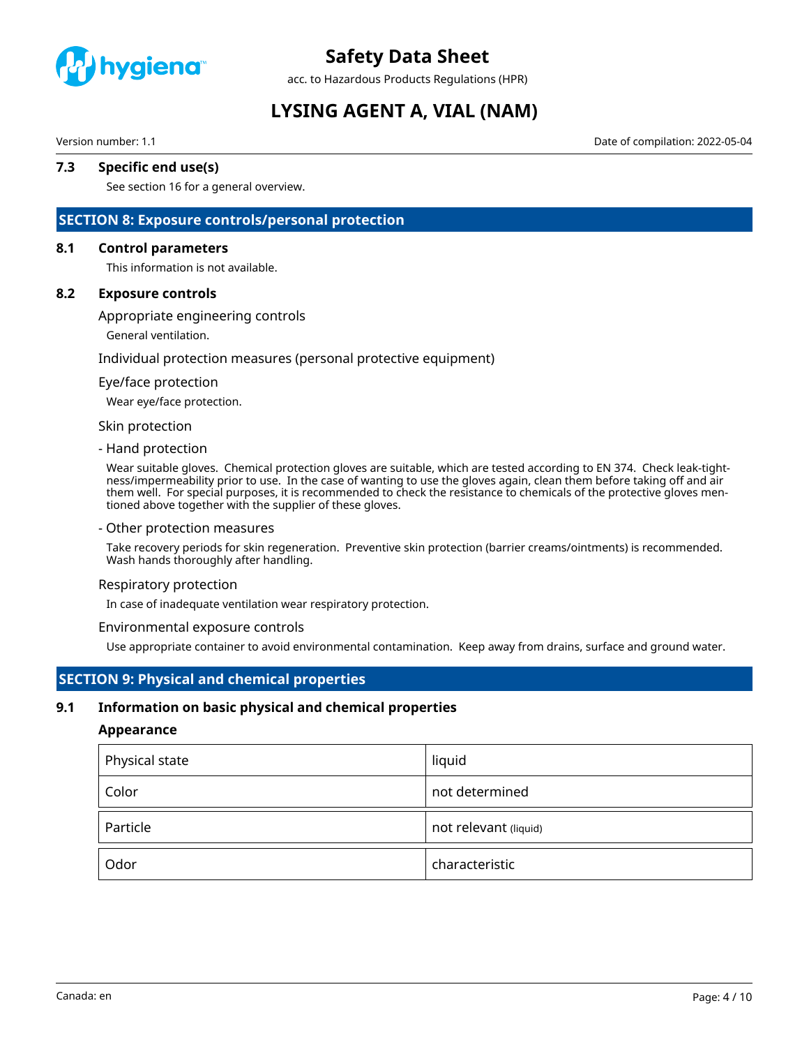### 7.3 Specific end use(s)

See section 16 for a general overview.

## SECTION 8: Exposure controls/personal protection

### 8.1 Control parameters

This information is not available.

### 8.2 Exposure controls

Appropriate engineering controls

General ventilation.

Individual protection measures (personal protective equipment)

Eye/face protection

Wear eye/face protection.

Skin protection

- Hand protection

Wear suitable gloves. Chemical protection gloves are suitable, which are tested according to EN 374. Check leak-tightness/impermeability prior to use. In the case of wanting to use the gloves again, clean them before taking off and air them well. For special purposes, it is recommended to check the resistance to chemicals of the protective gloves mentioned above together with the supplier of these gloves.

- Other protection measures

Take recovery periods for skin regeneration. Preventive skin protection (barrier creams/ointments) is recommended. Wash hands thoroughly after handling.

Respiratory protection

In case of inadequate ventilation wear respiratory protection.

Environmental exposure controls

Use appropriate container to avoid environmental contamination. Keep away from drains, surface and ground water.

## SECTION 9: Physical and chemical properties

### 9.1 Information on basic physical and chemical properties

**Appearance**

| Physical state | liquid |
|---|---|
| Color | not determined |
| Particle | not relevant (liquid) |
| Odor | characteristic |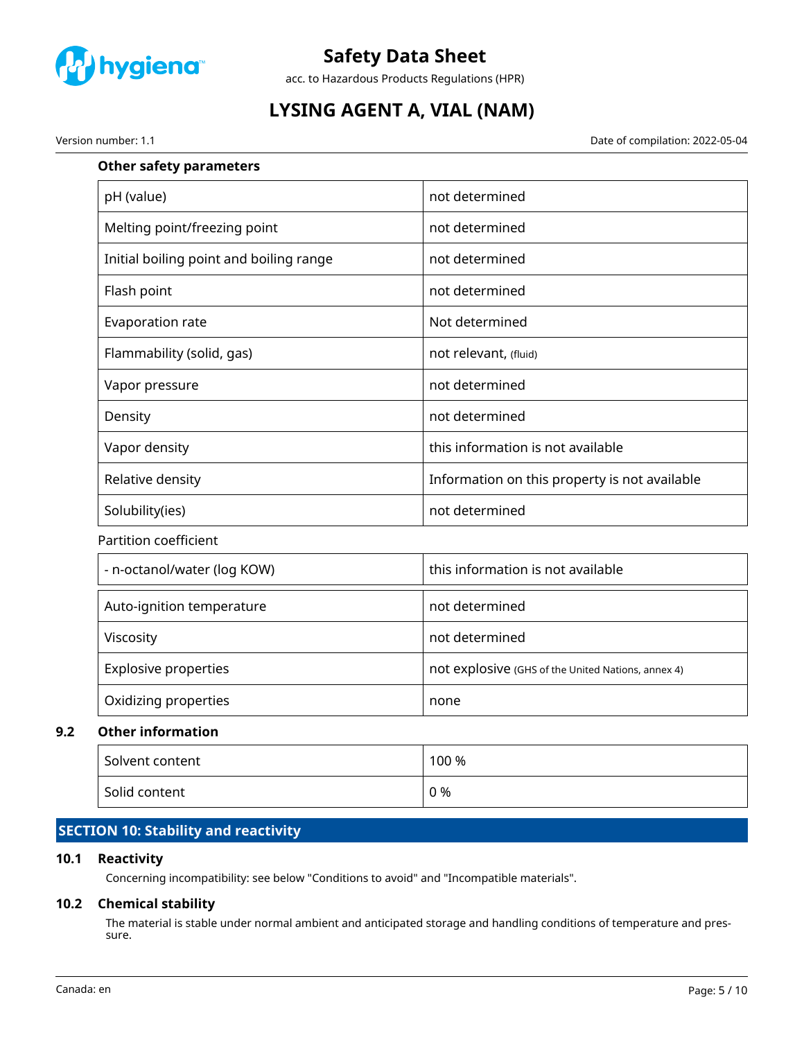### Other safety parameters

| | |
|---|---|
| pH (value) | not determined |
| Melting point/freezing point | not determined |
| Initial boiling point and boiling range | not determined |
| Flash point | not determined |
| Evaporation rate | Not determined |
| Flammability (solid, gas) | not relevant, (fluid) |
| Vapor pressure | not determined |
| Density | not determined |
| Vapor density | this information is not available |
| Relative density | Information on this property is not available |
| Solubility(ies) | not determined |

Partition coefficient

| | |
|---|---|
| - n-octanol/water (log KOW) | this information is not available |

| | |
|---|---|
| Auto-ignition temperature | not determined |
| Viscosity | not determined |
| Explosive properties | not explosive (GHS of the United Nations, annex 4) |
| Oxidizing properties | none |

### 9.2 Other information

| | |
|---|---|
| Solvent content | 100 % |
| Solid content | 0 % |

## SECTION 10: Stability and reactivity

### 10.1 Reactivity

Concerning incompatibility: see below "Conditions to avoid" and "Incompatible materials".

### 10.2 Chemical stability

The material is stable under normal ambient and anticipated storage and handling conditions of temperature and pressure.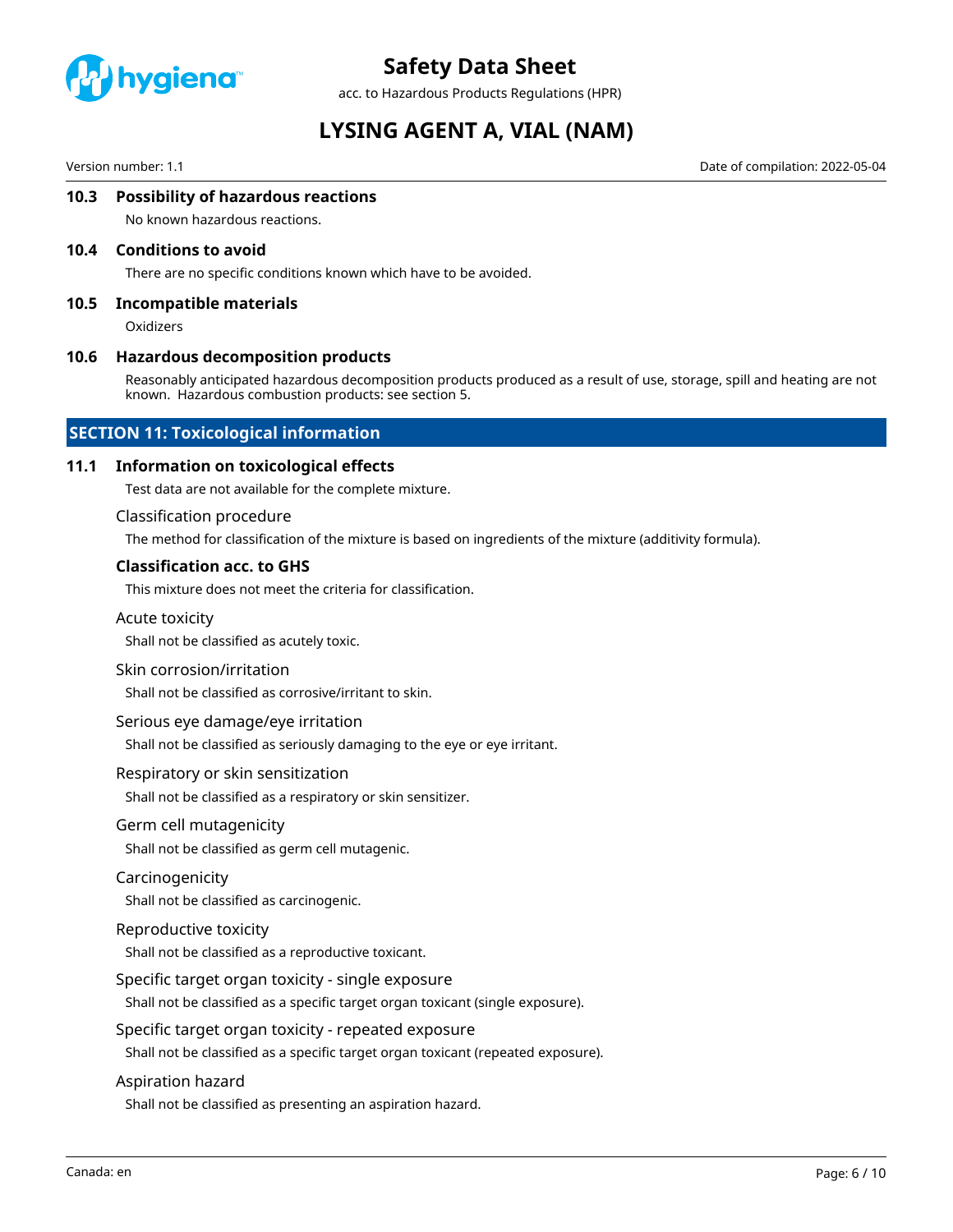### 10.3 Possibility of hazardous reactions

No known hazardous reactions.

### 10.4 Conditions to avoid

There are no specific conditions known which have to be avoided.

### 10.5 Incompatible materials

Oxidizers

### 10.6 Hazardous decomposition products

Reasonably anticipated hazardous decomposition products produced as a result of use, storage, spill and heating are not known. Hazardous combustion products: see section 5.

## SECTION 11: Toxicological information

### 11.1 Information on toxicological effects

Test data are not available for the complete mixture.

Classification procedure

The method for classification of the mixture is based on ingredients of the mixture (additivity formula).

**Classification acc. to GHS**

This mixture does not meet the criteria for classification.

Acute toxicity

Shall not be classified as acutely toxic.

Skin corrosion/irritation

Shall not be classified as corrosive/irritant to skin.

Serious eye damage/eye irritation

Shall not be classified as seriously damaging to the eye or eye irritant.

Respiratory or skin sensitization

Shall not be classified as a respiratory or skin sensitizer.

Germ cell mutagenicity

Shall not be classified as germ cell mutagenic.

Carcinogenicity

Shall not be classified as carcinogenic.

Reproductive toxicity

Shall not be classified as a reproductive toxicant.

Specific target organ toxicity - single exposure

Shall not be classified as a specific target organ toxicant (single exposure).

Specific target organ toxicity - repeated exposure

Shall not be classified as a specific target organ toxicant (repeated exposure).

Aspiration hazard

Shall not be classified as presenting an aspiration hazard.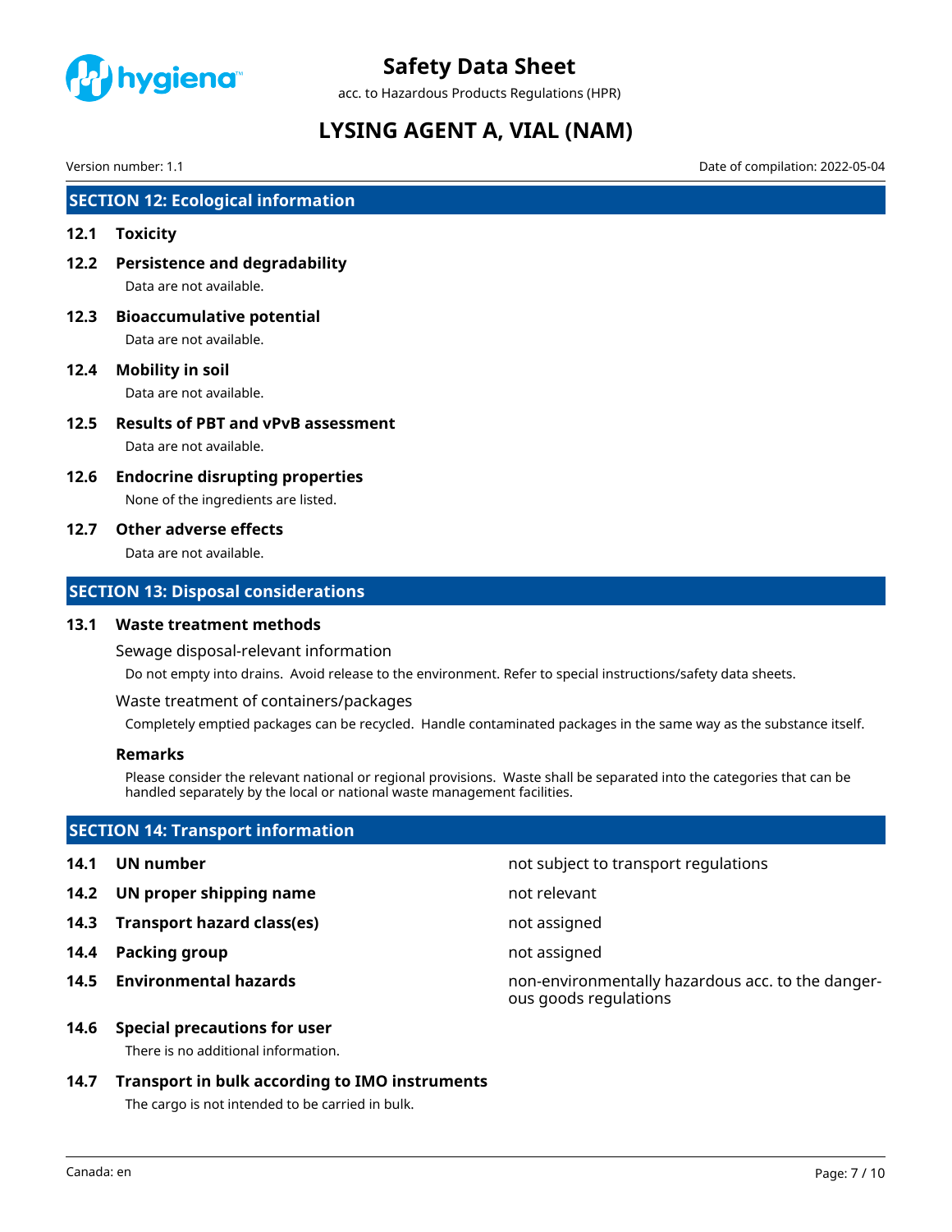## SECTION 12: Ecological information

### 12.1 Toxicity

### 12.2 Persistence and degradability

Data are not available.

### 12.3 Bioaccumulative potential

Data are not available.

### 12.4 Mobility in soil

Data are not available.

### 12.5 Results of PBT and vPvB assessment

Data are not available.

### 12.6 Endocrine disrupting properties

None of the ingredients are listed.

### 12.7 Other adverse effects

Data are not available.

## SECTION 13: Disposal considerations

### 13.1 Waste treatment methods

Sewage disposal-relevant information

Do not empty into drains. Avoid release to the environment. Refer to special instructions/safety data sheets.

Waste treatment of containers/packages

Completely emptied packages can be recycled. Handle contaminated packages in the same way as the substance itself.

**Remarks**

Please consider the relevant national or regional provisions. Waste shall be separated into the categories that can be handled separately by the local or national waste management facilities.

## SECTION 14: Transport information

| | | |
|---|---|---|
| **14.1** | **UN number** | not subject to transport regulations |
| **14.2** | **UN proper shipping name** | not relevant |
| **14.3** | **Transport hazard class(es)** | not assigned |
| **14.4** | **Packing group** | not assigned |
| **14.5** | **Environmental hazards** | non-environmentally hazardous acc. to the dangerous goods regulations |

### 14.6 Special precautions for user

There is no additional information.

### 14.7 Transport in bulk according to IMO instruments

The cargo is not intended to be carried in bulk.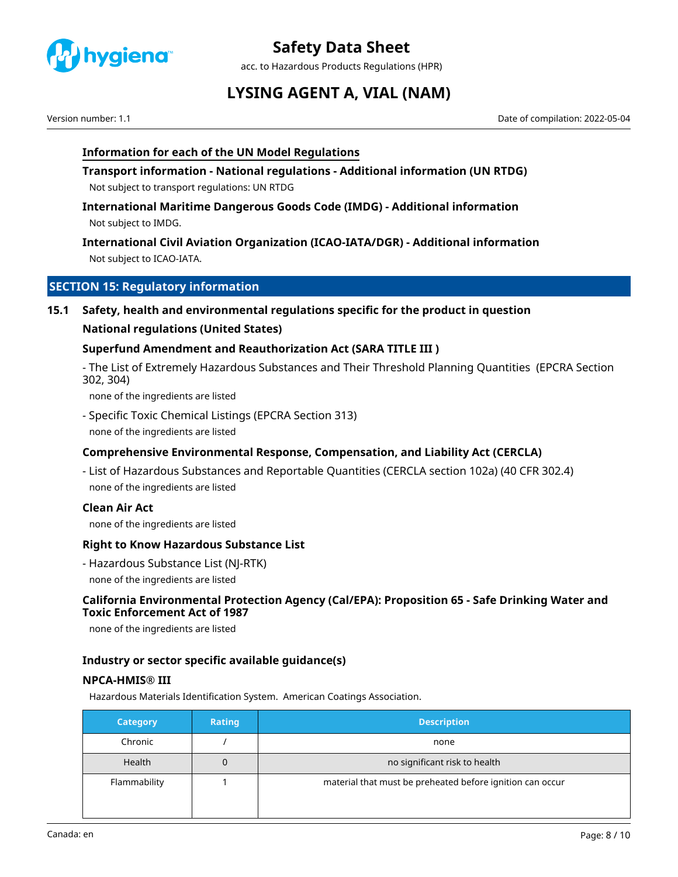### Information for each of the UN Model Regulations

#### Transport information - National regulations - Additional information (UN RTDG)

Not subject to transport regulations: UN RTDG

#### International Maritime Dangerous Goods Code (IMDG) - Additional information

Not subject to IMDG.

#### International Civil Aviation Organization (ICAO-IATA/DGR) - Additional information

Not subject to ICAO-IATA.

## SECTION 15: Regulatory information

### 15.1 Safety, health and environmental regulations specific for the product in question

#### National regulations (United States)

#### Superfund Amendment and Reauthorization Act (SARA TITLE III )

- The List of Extremely Hazardous Substances and Their Threshold Planning Quantities (EPCRA Section 302, 304)

none of the ingredients are listed

- Specific Toxic Chemical Listings (EPCRA Section 313)

none of the ingredients are listed

#### Comprehensive Environmental Response, Compensation, and Liability Act (CERCLA)

- List of Hazardous Substances and Reportable Quantities (CERCLA section 102a) (40 CFR 302.4)

none of the ingredients are listed

#### Clean Air Act

none of the ingredients are listed

#### Right to Know Hazardous Substance List

- Hazardous Substance List (NJ-RTK)

none of the ingredients are listed

#### California Environmental Protection Agency (Cal/EPA): Proposition 65 - Safe Drinking Water and Toxic Enforcement Act of 1987

none of the ingredients are listed

#### Industry or sector specific available guidance(s)

#### NPCA-HMIS® III

Hazardous Materials Identification System. American Coatings Association.

| Category | Rating | Description |
|---|---|---|
| Chronic | / | none |
| Health | 0 | no significant risk to health |
| Flammability | 1 | material that must be preheated before ignition can occur |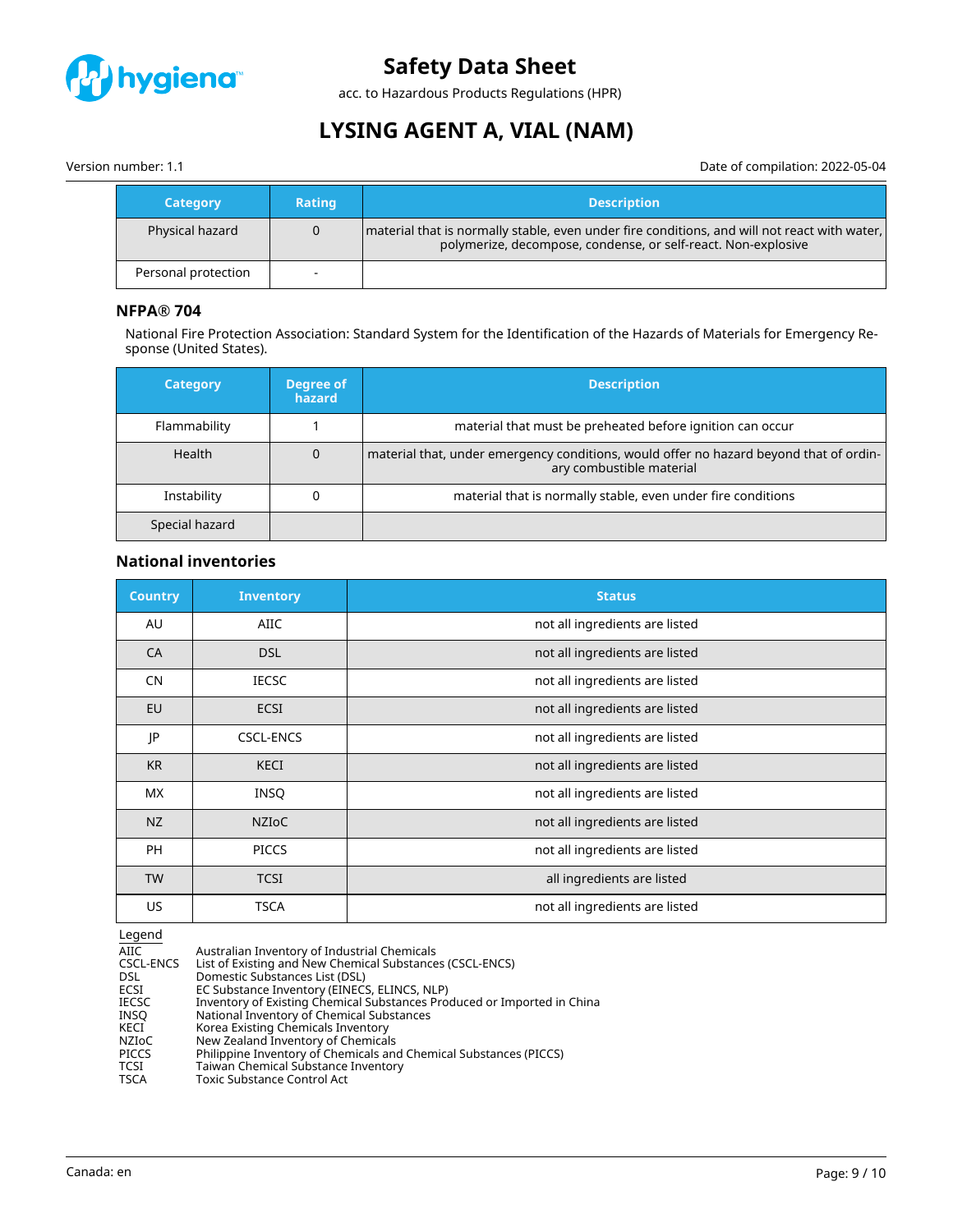| Category | Rating | Description |
|---|---|---|
| Physical hazard | 0 | material that is normally stable, even under fire conditions, and will not react with water, polymerize, decompose, condense, or self-react. Non-explosive |
| Personal protection | - | |

### NFPA® 704

National Fire Protection Association: Standard System for the Identification of the Hazards of Materials for Emergency Response (United States).

| Category | Degree of hazard | Description |
|---|---|---|
| Flammability | 1 | material that must be preheated before ignition can occur |
| Health | 0 | material that, under emergency conditions, would offer no hazard beyond that of ordinary combustible material |
| Instability | 0 | material that is normally stable, even under fire conditions |
| Special hazard | | |

### National inventories

| Country | Inventory | Status |
|---|---|---|
| AU | AIIC | not all ingredients are listed |
| CA | DSL | not all ingredients are listed |
| CN | IECSC | not all ingredients are listed |
| EU | ECSI | not all ingredients are listed |
| JP | CSCL-ENCS | not all ingredients are listed |
| KR | KECI | not all ingredients are listed |
| MX | INSQ | not all ingredients are listed |
| NZ | NZIoC | not all ingredients are listed |
| PH | PICCS | not all ingredients are listed |
| TW | TCSI | all ingredients are listed |
| US | TSCA | not all ingredients are listed |

Legend

| | |
|---|---|
| AIIC | Australian Inventory of Industrial Chemicals |
| CSCL-ENCS | List of Existing and New Chemical Substances (CSCL-ENCS) |
| DSL | Domestic Substances List (DSL) |
| ECSI | EC Substance Inventory (EINECS, ELINCS, NLP) |
| IECSC | Inventory of Existing Chemical Substances Produced or Imported in China |
| INSQ | National Inventory of Chemical Substances |
| KECI | Korea Existing Chemicals Inventory |
| NZIoC | New Zealand Inventory of Chemicals |
| PICCS | Philippine Inventory of Chemicals and Chemical Substances (PICCS) |
| TCSI | Taiwan Chemical Substance Inventory |
| TSCA | Toxic Substance Control Act |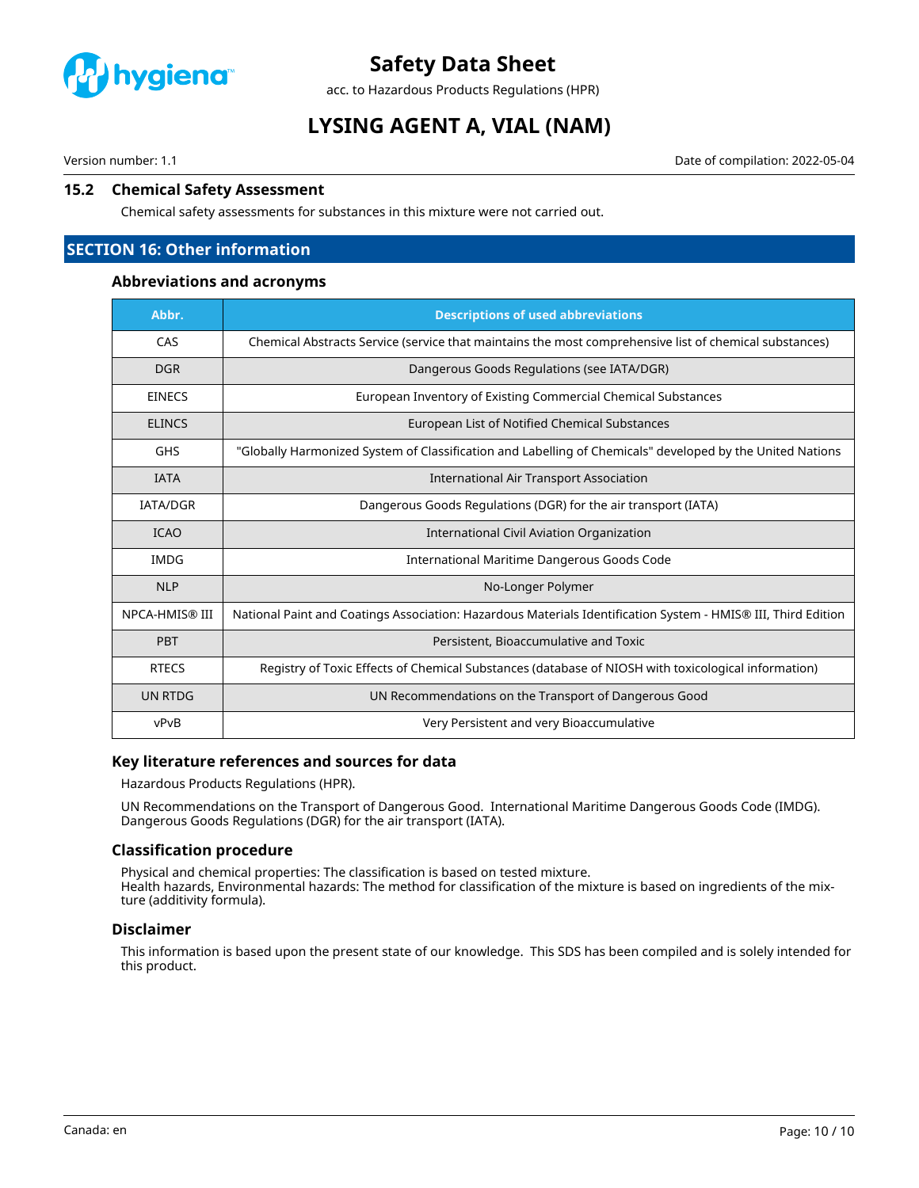### 15.2 Chemical Safety Assessment

Chemical safety assessments for substances in this mixture were not carried out.

## SECTION 16: Other information

### Abbreviations and acronyms

| Abbr. | Descriptions of used abbreviations |
|---|---|
| CAS | Chemical Abstracts Service (service that maintains the most comprehensive list of chemical substances) |
| DGR | Dangerous Goods Regulations (see IATA/DGR) |
| EINECS | European Inventory of Existing Commercial Chemical Substances |
| ELINCS | European List of Notified Chemical Substances |
| GHS | "Globally Harmonized System of Classification and Labelling of Chemicals" developed by the United Nations |
| IATA | International Air Transport Association |
| IATA/DGR | Dangerous Goods Regulations (DGR) for the air transport (IATA) |
| ICAO | International Civil Aviation Organization |
| IMDG | International Maritime Dangerous Goods Code |
| NLP | No-Longer Polymer |
| NPCA-HMIS® III | National Paint and Coatings Association: Hazardous Materials Identification System - HMIS® III, Third Edition |
| PBT | Persistent, Bioaccumulative and Toxic |
| RTECS | Registry of Toxic Effects of Chemical Substances (database of NIOSH with toxicological information) |
| UN RTDG | UN Recommendations on the Transport of Dangerous Good |
| vPvB | Very Persistent and very Bioaccumulative |

### Key literature references and sources for data

Hazardous Products Regulations (HPR).

UN Recommendations on the Transport of Dangerous Good. International Maritime Dangerous Goods Code (IMDG). Dangerous Goods Regulations (DGR) for the air transport (IATA).

### Classification procedure

Physical and chemical properties: The classification is based on tested mixture.
Health hazards, Environmental hazards: The method for classification of the mixture is based on ingredients of the mixture (additivity formula).

### Disclaimer

This information is based upon the present state of our knowledge. This SDS has been compiled and is solely intended for this product.